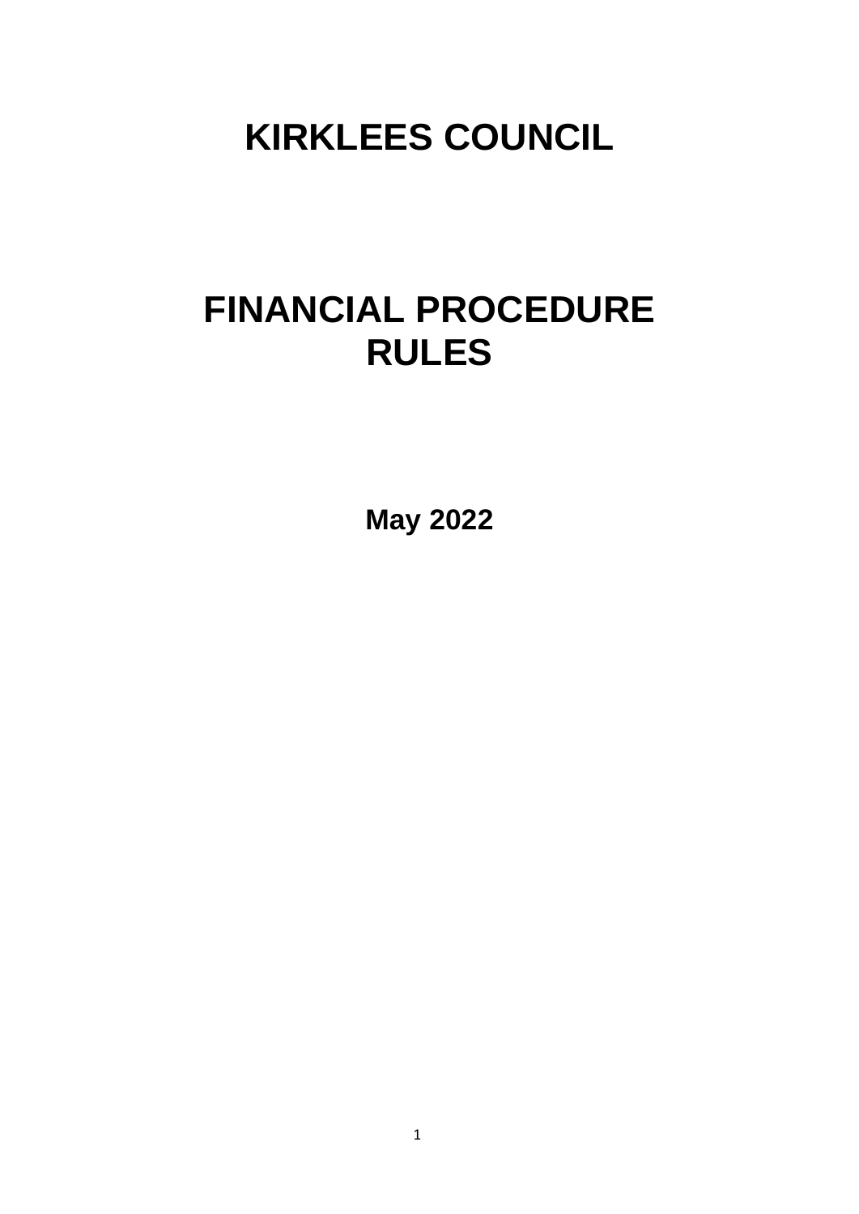# KIRKLEES COUNCIL

# FINANCIAL PROCEDURE RULES

**May 2022**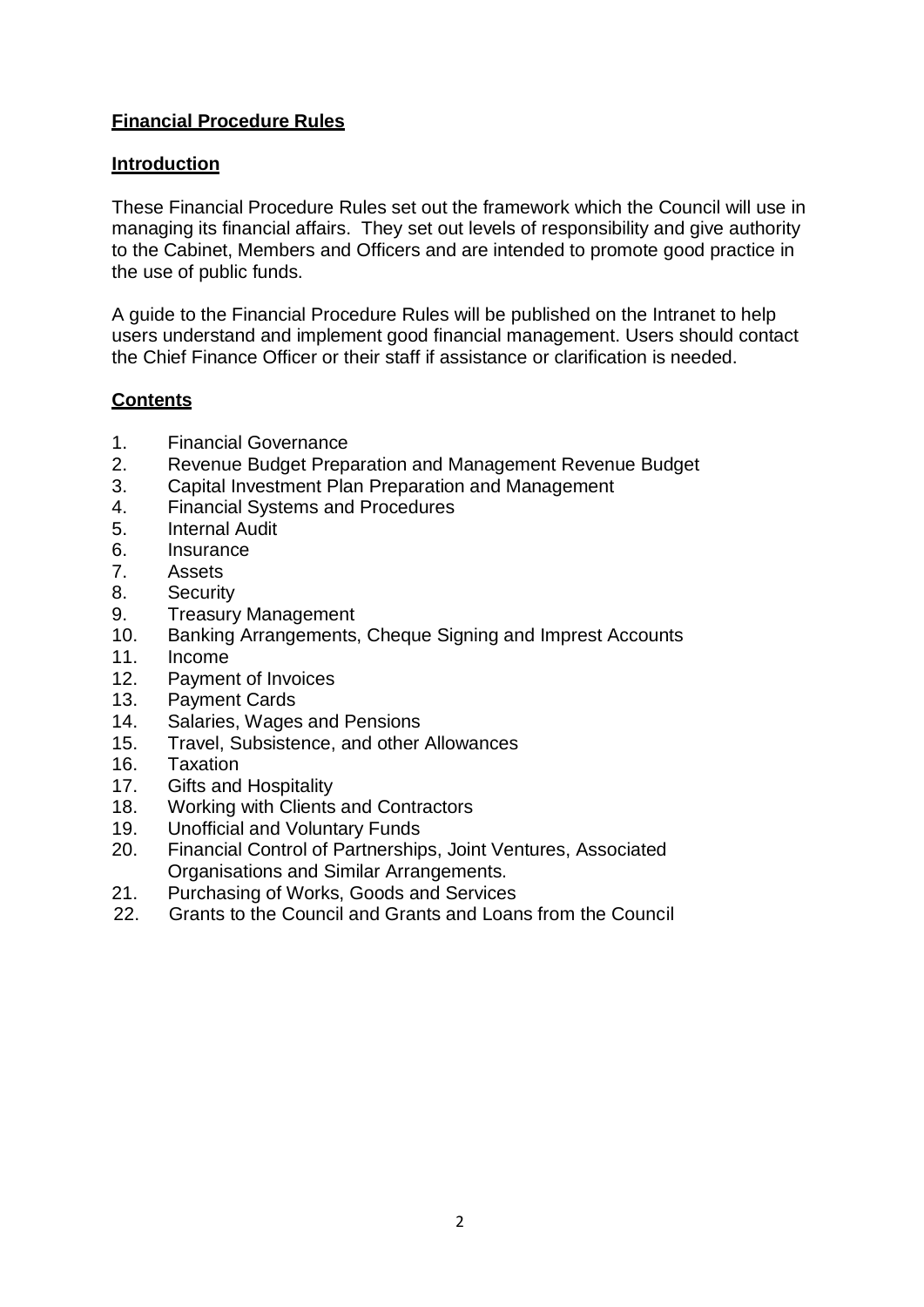## Financial Procedure Rules

### Introduction

These Financial Procedure Rules set out the framework which the Council will use in managing its financial affairs. They set out levels of responsibility and give authority to the Cabinet, Members and Officers and are intended to promote good practice in the use of public funds.

A guide to the Financial Procedure Rules will be published on the Intranet to help users understand and implement good financial management. Users should contact the Chief Finance Officer or their staff if assistance or clarification is needed.

### Contents

1. Financial Governance
2. Revenue Budget Preparation and Management Revenue Budget
3. Capital Investment Plan Preparation and Management
4. Financial Systems and Procedures
5. Internal Audit
6. Insurance
7. Assets
8. Security
9. Treasury Management
10. Banking Arrangements, Cheque Signing and Imprest Accounts
11. Income
12. Payment of Invoices
13. Payment Cards
14. Salaries, Wages and Pensions
15. Travel, Subsistence, and other Allowances
16. Taxation
17. Gifts and Hospitality
18. Working with Clients and Contractors
19. Unofficial and Voluntary Funds
20. Financial Control of Partnerships, Joint Ventures, Associated Organisations and Similar Arrangements.
21. Purchasing of Works, Goods and Services
22. Grants to the Council and Grants and Loans from the Council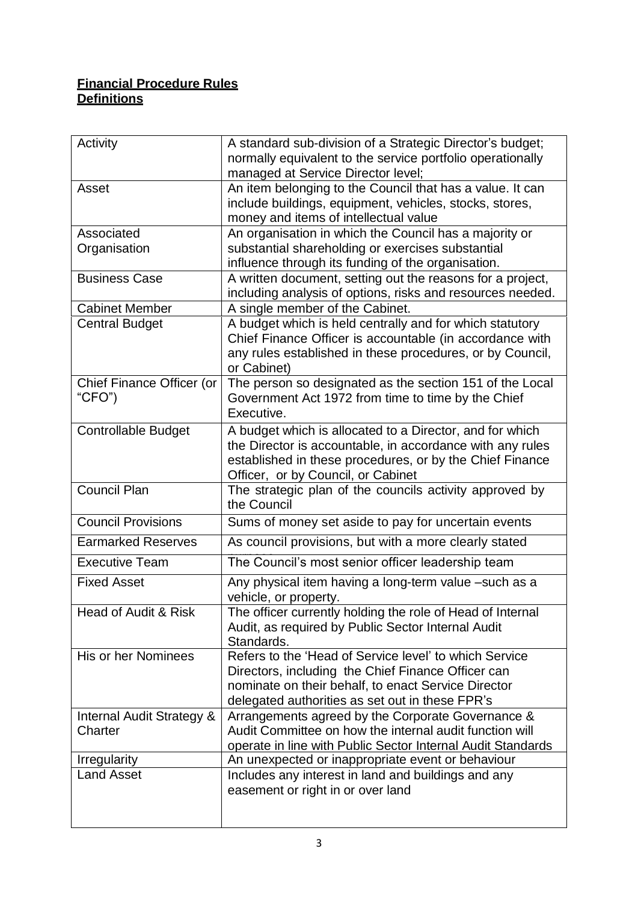**Financial Procedure Rules**
**Definitions**

| | |
|---|---|
| Activity | A standard sub-division of a Strategic Director's budget; normally equivalent to the service portfolio operationally managed at Service Director level; |
| Asset | An item belonging to the Council that has a value. It can include buildings, equipment, vehicles, stocks, stores, money and items of intellectual value |
| Associated Organisation | An organisation in which the Council has a majority or substantial shareholding or exercises substantial influence through its funding of the organisation. |
| Business Case | A written document, setting out the reasons for a project, including analysis of options, risks and resources needed. |
| Cabinet Member | A single member of the Cabinet. |
| Central Budget | A budget which is held centrally and for which statutory Chief Finance Officer is accountable (in accordance with any rules established in these procedures, or by Council, or Cabinet) |
| Chief Finance Officer (or "CFO") | The person so designated as the section 151 of the Local Government Act 1972 from time to time by the Chief Executive. |
| Controllable Budget | A budget which is allocated to a Director, and for which the Director is accountable, in accordance with any rules established in these procedures, or by the Chief Finance Officer, or by Council, or Cabinet |
| Council Plan | The strategic plan of the councils activity approved by the Council |
| Council Provisions | Sums of money set aside to pay for uncertain events |
| Earmarked Reserves | As council provisions, but with a more clearly stated purpose |
| Executive Team | The Council's most senior officer leadership team |
| Fixed Asset | Any physical item having a long-term value –such as a vehicle, or property. |
| Head of Audit & Risk | The officer currently holding the role of Head of Internal Audit, as required by Public Sector Internal Audit Standards. |
| His or her Nominees | Refers to the 'Head of Service level' to which Service Directors, including the Chief Finance Officer can nominate on their behalf, to enact Service Director delegated authorities as set out in these FPR's |
| Internal Audit Strategy & Charter | Arrangements agreed by the Corporate Governance & Audit Committee on how the internal audit function will operate in line with Public Sector Internal Audit Standards |
| Irregularity | An unexpected or inappropriate event or behaviour |
| Land Asset | Includes any interest in land and buildings and any easement or right in or over land |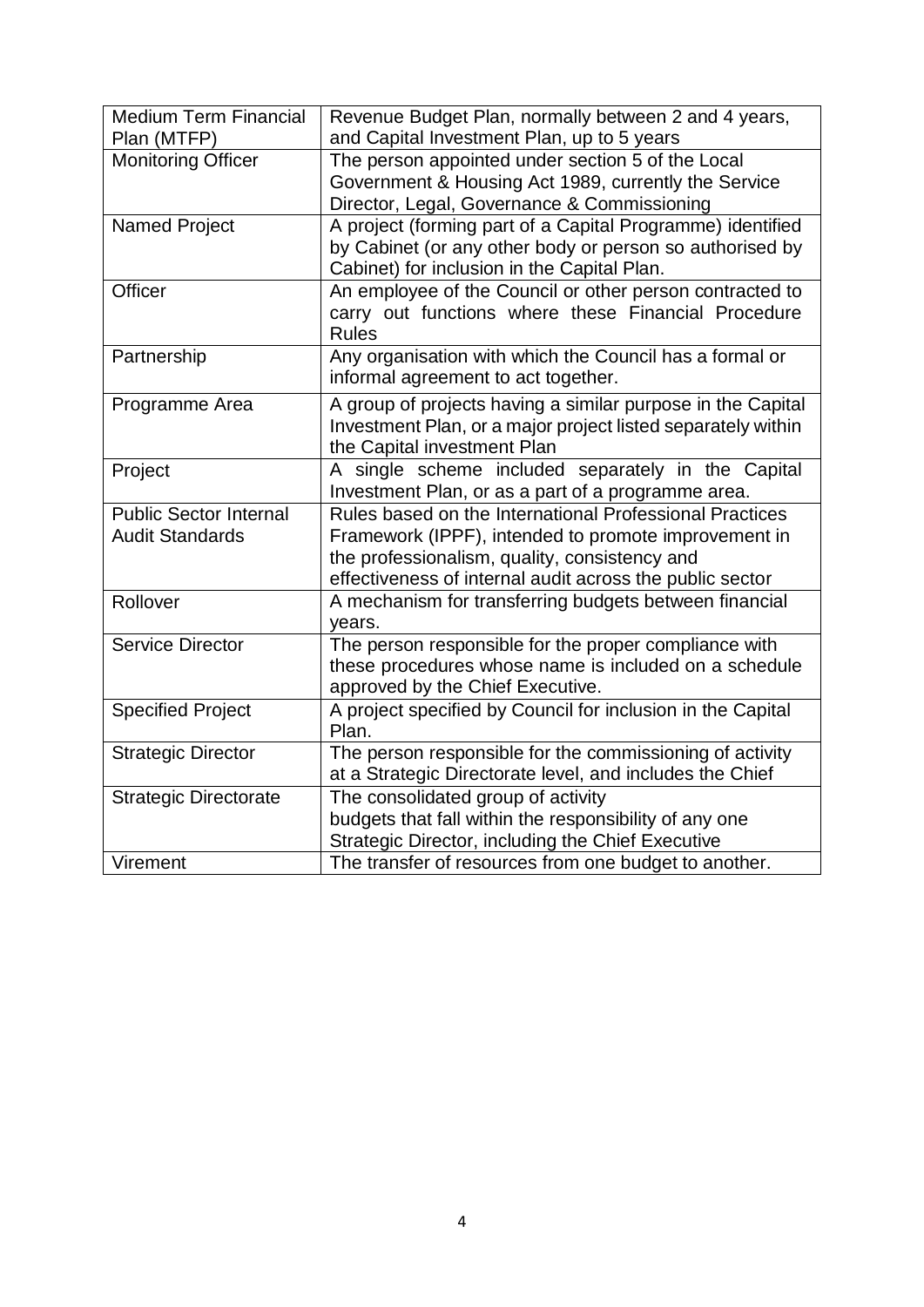| | |
|---|---|
| Medium Term Financial Plan (MTFP) | Revenue Budget Plan, normally between 2 and 4 years, and Capital Investment Plan, up to 5 years |
| Monitoring Officer | The person appointed under section 5 of the Local Government & Housing Act 1989, currently the Service Director, Legal, Governance & Commissioning |
| Named Project | A project (forming part of a Capital Programme) identified by Cabinet (or any other body or person so authorised by Cabinet) for inclusion in the Capital Plan. |
| Officer | An employee of the Council or other person contracted to carry out functions where these Financial Procedure Rules |
| Partnership | Any organisation with which the Council has a formal or informal agreement to act together. |
| Programme Area | A group of projects having a similar purpose in the Capital Investment Plan, or a major project listed separately within the Capital investment Plan |
| Project | A single scheme included separately in the Capital Investment Plan, or as a part of a programme area. |
| Public Sector Internal Audit Standards | Rules based on the International Professional Practices Framework (IPPF), intended to promote improvement in the professionalism, quality, consistency and effectiveness of internal audit across the public sector |
| Rollover | A mechanism for transferring budgets between financial years. |
| Service Director | The person responsible for the proper compliance with these procedures whose name is included on a schedule approved by the Chief Executive. |
| Specified Project | A project specified by Council for inclusion in the Capital Plan. |
| Strategic Director | The person responsible for the commissioning of activity at a Strategic Directorate level, and includes the Chief |
| Strategic Directorate | The consolidated group of activity budgets that fall within the responsibility of any one Strategic Director, including the Chief Executive |
| Virement | The transfer of resources from one budget to another. |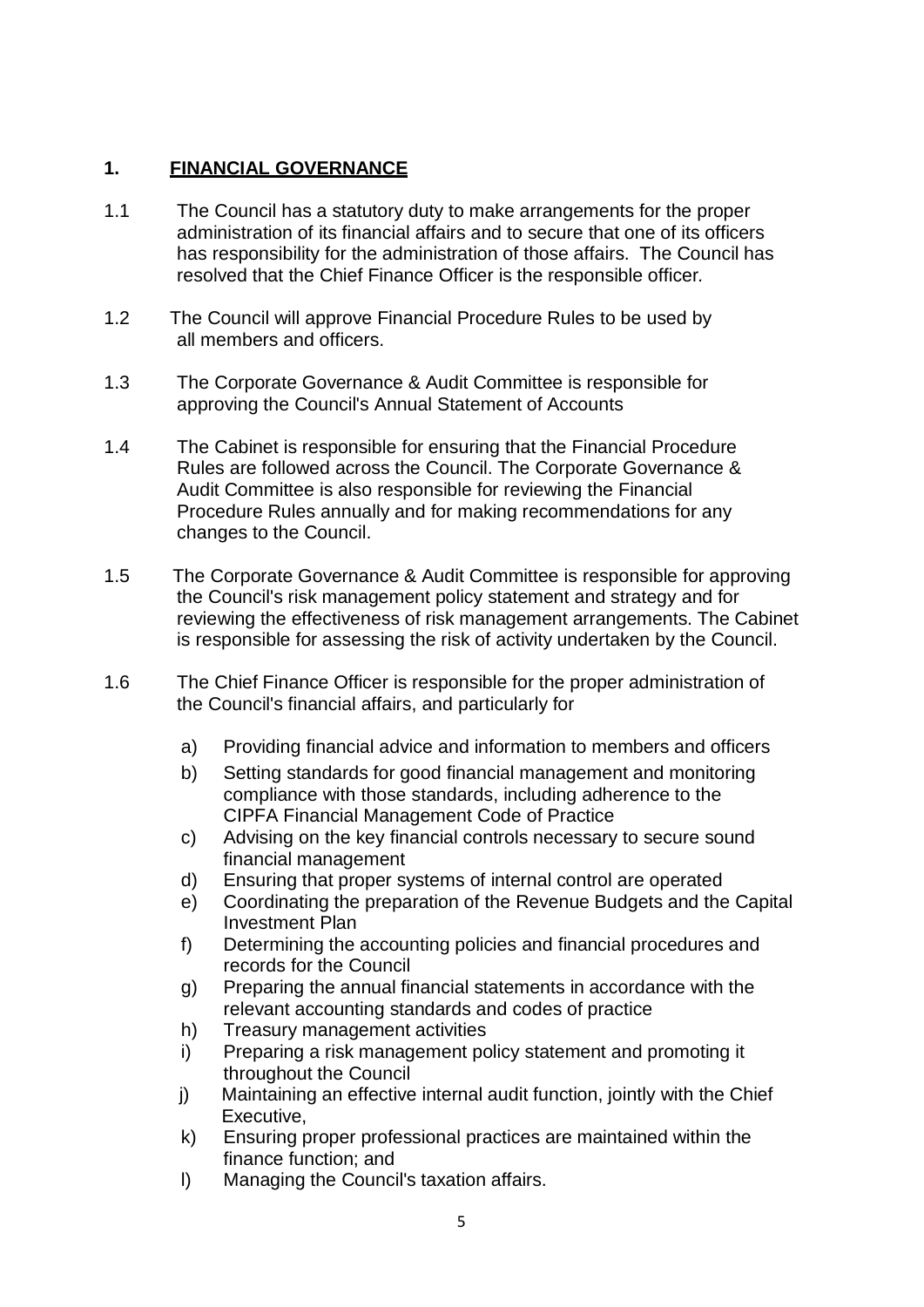## 1. FINANCIAL GOVERNANCE

1.1 The Council has a statutory duty to make arrangements for the proper administration of its financial affairs and to secure that one of its officers has responsibility for the administration of those affairs. The Council has resolved that the Chief Finance Officer is the responsible officer.

1.2 The Council will approve Financial Procedure Rules to be used by all members and officers.

1.3 The Corporate Governance & Audit Committee is responsible for approving the Council's Annual Statement of Accounts

1.4 The Cabinet is responsible for ensuring that the Financial Procedure Rules are followed across the Council. The Corporate Governance & Audit Committee is also responsible for reviewing the Financial Procedure Rules annually and for making recommendations for any changes to the Council.

1.5 The Corporate Governance & Audit Committee is responsible for approving the Council's risk management policy statement and strategy and for reviewing the effectiveness of risk management arrangements. The Cabinet is responsible for assessing the risk of activity undertaken by the Council.

1.6 The Chief Finance Officer is responsible for the proper administration of the Council's financial affairs, and particularly for

a) Providing financial advice and information to members and officers
b) Setting standards for good financial management and monitoring compliance with those standards, including adherence to the CIPFA Financial Management Code of Practice
c) Advising on the key financial controls necessary to secure sound financial management
d) Ensuring that proper systems of internal control are operated
e) Coordinating the preparation of the Revenue Budgets and the Capital Investment Plan
f) Determining the accounting policies and financial procedures and records for the Council
g) Preparing the annual financial statements in accordance with the relevant accounting standards and codes of practice
h) Treasury management activities
i) Preparing a risk management policy statement and promoting it throughout the Council
j) Maintaining an effective internal audit function, jointly with the Chief Executive,
k) Ensuring proper professional practices are maintained within the finance function; and
l) Managing the Council's taxation affairs.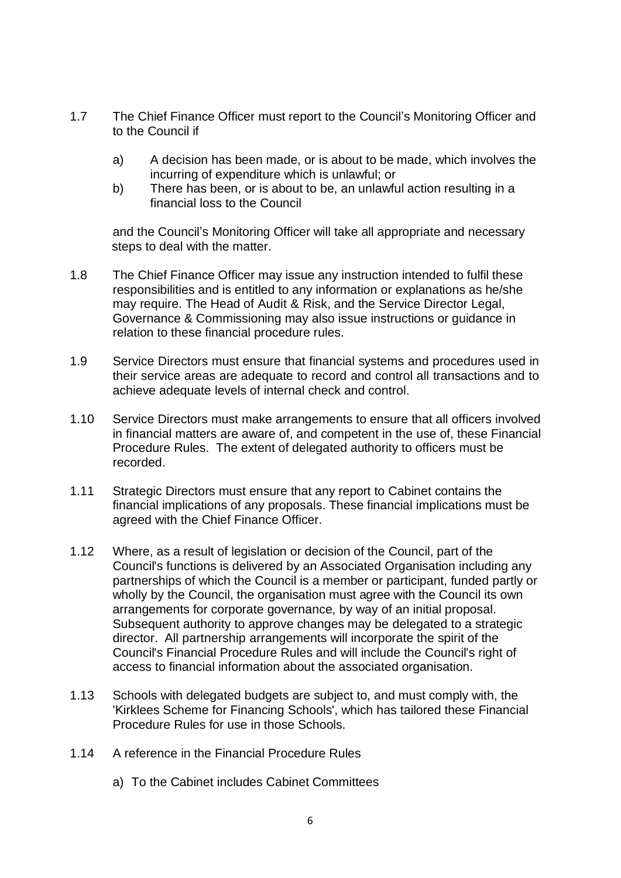1.7 The Chief Finance Officer must report to the Council's Monitoring Officer and to the Council if

   a) A decision has been made, or is about to be made, which involves the incurring of expenditure which is unlawful; or
   b) There has been, or is about to be, an unlawful action resulting in a financial loss to the Council

   and the Council's Monitoring Officer will take all appropriate and necessary steps to deal with the matter.

1.8 The Chief Finance Officer may issue any instruction intended to fulfil these responsibilities and is entitled to any information or explanations as he/she may require. The Head of Audit & Risk, and the Service Director Legal, Governance & Commissioning may also issue instructions or guidance in relation to these financial procedure rules.

1.9 Service Directors must ensure that financial systems and procedures used in their service areas are adequate to record and control all transactions and to achieve adequate levels of internal check and control.

1.10 Service Directors must make arrangements to ensure that all officers involved in financial matters are aware of, and competent in the use of, these Financial Procedure Rules. The extent of delegated authority to officers must be recorded.

1.11 Strategic Directors must ensure that any report to Cabinet contains the financial implications of any proposals. These financial implications must be agreed with the Chief Finance Officer.

1.12 Where, as a result of legislation or decision of the Council, part of the Council's functions is delivered by an Associated Organisation including any partnerships of which the Council is a member or participant, funded partly or wholly by the Council, the organisation must agree with the Council its own arrangements for corporate governance, by way of an initial proposal. Subsequent authority to approve changes may be delegated to a strategic director. All partnership arrangements will incorporate the spirit of the Council's Financial Procedure Rules and will include the Council's right of access to financial information about the associated organisation.

1.13 Schools with delegated budgets are subject to, and must comply with, the 'Kirklees Scheme for Financing Schools', which has tailored these Financial Procedure Rules for use in those Schools.

1.14 A reference in the Financial Procedure Rules

   a) To the Cabinet includes Cabinet Committees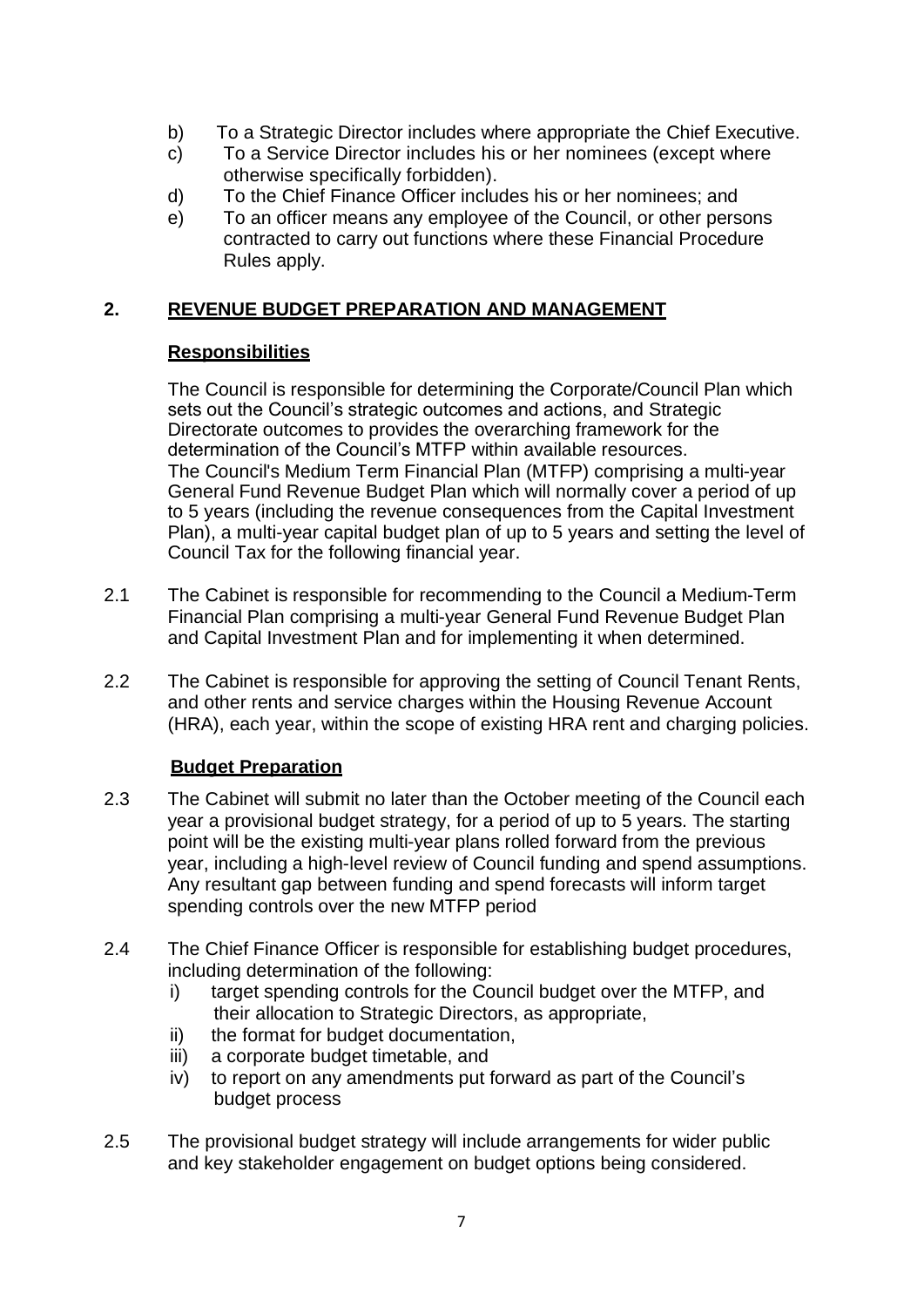b) To a Strategic Director includes where appropriate the Chief Executive.

c) To a Service Director includes his or her nominees (except where otherwise specifically forbidden).

d) To the Chief Finance Officer includes his or her nominees; and

e) To an officer means any employee of the Council, or other persons contracted to carry out functions where these Financial Procedure Rules apply.

## 2. REVENUE BUDGET PREPARATION AND MANAGEMENT

### Responsibilities

The Council is responsible for determining the Corporate/Council Plan which sets out the Council's strategic outcomes and actions, and Strategic Directorate outcomes to provides the overarching framework for the determination of the Council's MTFP within available resources.
The Council's Medium Term Financial Plan (MTFP) comprising a multi-year General Fund Revenue Budget Plan which will normally cover a period of up to 5 years (including the revenue consequences from the Capital Investment Plan), a multi-year capital budget plan of up to 5 years and setting the level of Council Tax for the following financial year.

2.1 The Cabinet is responsible for recommending to the Council a Medium-Term Financial Plan comprising a multi-year General Fund Revenue Budget Plan and Capital Investment Plan and for implementing it when determined.

2.2 The Cabinet is responsible for approving the setting of Council Tenant Rents, and other rents and service charges within the Housing Revenue Account (HRA), each year, within the scope of existing HRA rent and charging policies.

### Budget Preparation

2.3 The Cabinet will submit no later than the October meeting of the Council each year a provisional budget strategy, for a period of up to 5 years. The starting point will be the existing multi-year plans rolled forward from the previous year, including a high-level review of Council funding and spend assumptions. Any resultant gap between funding and spend forecasts will inform target spending controls over the new MTFP period

2.4 The Chief Finance Officer is responsible for establishing budget procedures, including determination of the following:

i) target spending controls for the Council budget over the MTFP, and their allocation to Strategic Directors, as appropriate,

ii) the format for budget documentation,

iii) a corporate budget timetable, and

iv) to report on any amendments put forward as part of the Council's budget process

2.5 The provisional budget strategy will include arrangements for wider public and key stakeholder engagement on budget options being considered.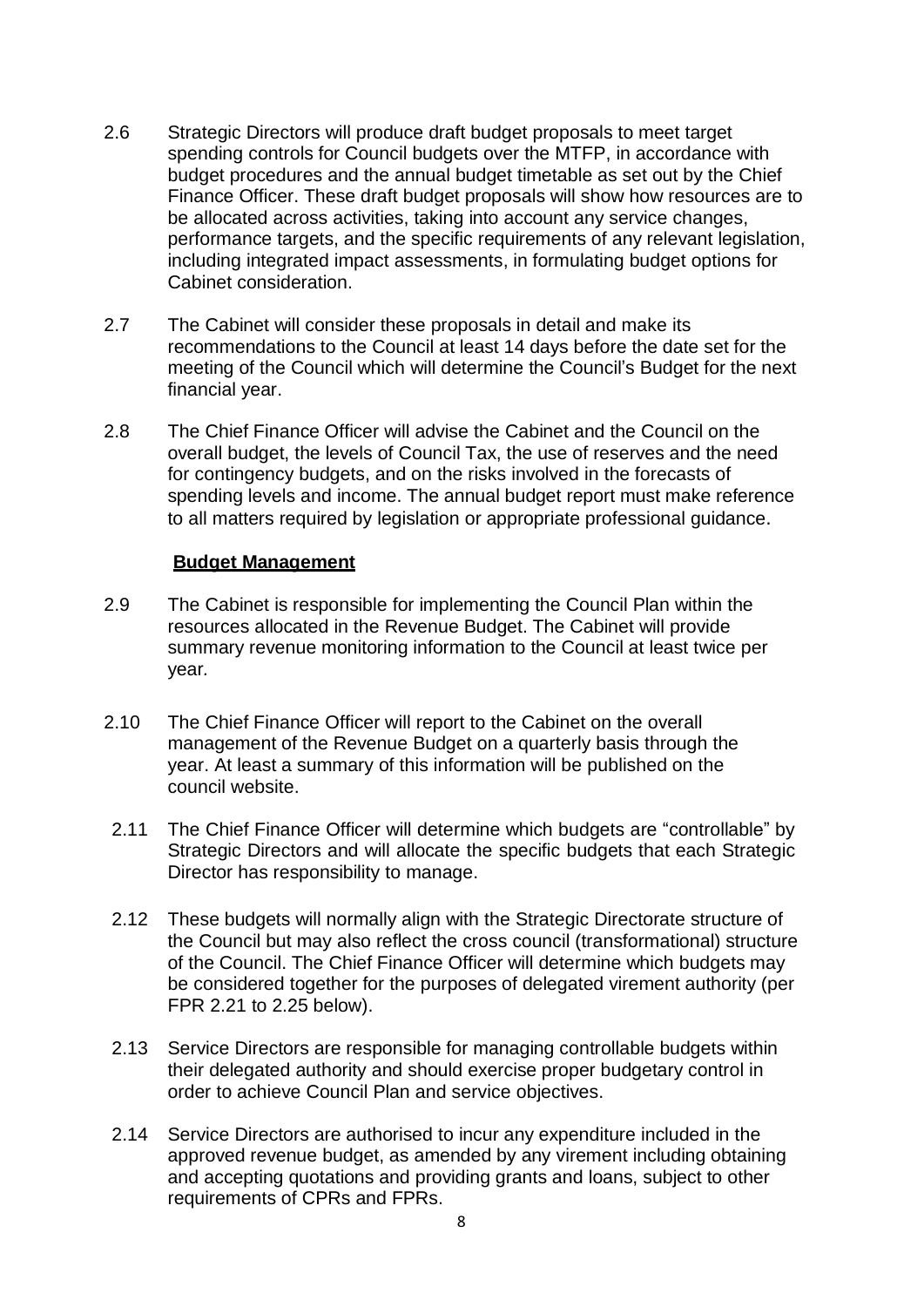2.6 Strategic Directors will produce draft budget proposals to meet target spending controls for Council budgets over the MTFP, in accordance with budget procedures and the annual budget timetable as set out by the Chief Finance Officer. These draft budget proposals will show how resources are to be allocated across activities, taking into account any service changes, performance targets, and the specific requirements of any relevant legislation, including integrated impact assessments, in formulating budget options for Cabinet consideration.

2.7 The Cabinet will consider these proposals in detail and make its recommendations to the Council at least 14 days before the date set for the meeting of the Council which will determine the Council's Budget for the next financial year.

2.8 The Chief Finance Officer will advise the Cabinet and the Council on the overall budget, the levels of Council Tax, the use of reserves and the need for contingency budgets, and on the risks involved in the forecasts of spending levels and income. The annual budget report must make reference to all matters required by legislation or appropriate professional guidance.

**Budget Management**

2.9 The Cabinet is responsible for implementing the Council Plan within the resources allocated in the Revenue Budget. The Cabinet will provide summary revenue monitoring information to the Council at least twice per year.

2.10 The Chief Finance Officer will report to the Cabinet on the overall management of the Revenue Budget on a quarterly basis through the year. At least a summary of this information will be published on the council website.

2.11 The Chief Finance Officer will determine which budgets are "controllable" by Strategic Directors and will allocate the specific budgets that each Strategic Director has responsibility to manage.

2.12 These budgets will normally align with the Strategic Directorate structure of the Council but may also reflect the cross council (transformational) structure of the Council. The Chief Finance Officer will determine which budgets may be considered together for the purposes of delegated virement authority (per FPR 2.21 to 2.25 below).

2.13 Service Directors are responsible for managing controllable budgets within their delegated authority and should exercise proper budgetary control in order to achieve Council Plan and service objectives.

2.14 Service Directors are authorised to incur any expenditure included in the approved revenue budget, as amended by any virement including obtaining and accepting quotations and providing grants and loans, subject to other requirements of CPRs and FPRs.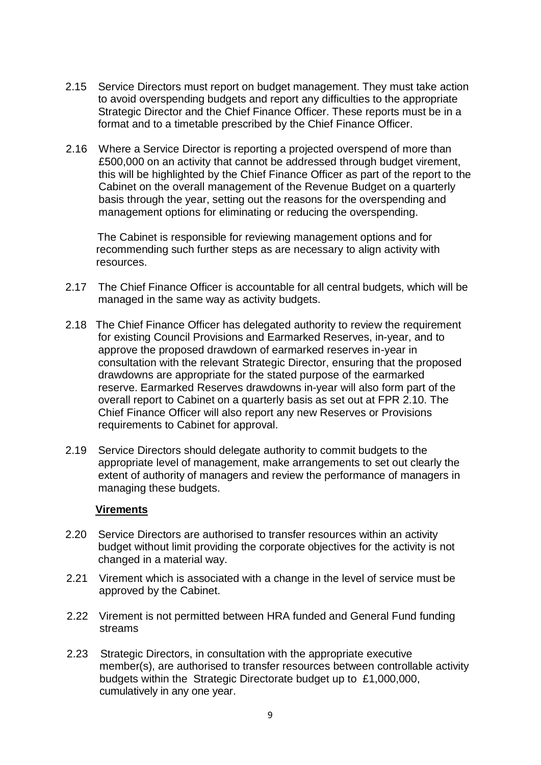2.15 Service Directors must report on budget management. They must take action to avoid overspending budgets and report any difficulties to the appropriate Strategic Director and the Chief Finance Officer. These reports must be in a format and to a timetable prescribed by the Chief Finance Officer.

2.16 Where a Service Director is reporting a projected overspend of more than £500,000 on an activity that cannot be addressed through budget virement, this will be highlighted by the Chief Finance Officer as part of the report to the Cabinet on the overall management of the Revenue Budget on a quarterly basis through the year, setting out the reasons for the overspending and management options for eliminating or reducing the overspending.

The Cabinet is responsible for reviewing management options and for recommending such further steps as are necessary to align activity with resources.

2.17 The Chief Finance Officer is accountable for all central budgets, which will be managed in the same way as activity budgets.

2.18 The Chief Finance Officer has delegated authority to review the requirement for existing Council Provisions and Earmarked Reserves, in-year, and to approve the proposed drawdown of earmarked reserves in-year in consultation with the relevant Strategic Director, ensuring that the proposed drawdowns are appropriate for the stated purpose of the earmarked reserve. Earmarked Reserves drawdowns in-year will also form part of the overall report to Cabinet on a quarterly basis as set out at FPR 2.10. The Chief Finance Officer will also report any new Reserves or Provisions requirements to Cabinet for approval.

2.19 Service Directors should delegate authority to commit budgets to the appropriate level of management, make arrangements to set out clearly the extent of authority of managers and review the performance of managers in managing these budgets.

**Virements**

2.20 Service Directors are authorised to transfer resources within an activity budget without limit providing the corporate objectives for the activity is not changed in a material way.

2.21 Virement which is associated with a change in the level of service must be approved by the Cabinet.

2.22 Virement is not permitted between HRA funded and General Fund funding streams

2.23 Strategic Directors, in consultation with the appropriate executive member(s), are authorised to transfer resources between controllable activity budgets within the Strategic Directorate budget up to £1,000,000, cumulatively in any one year.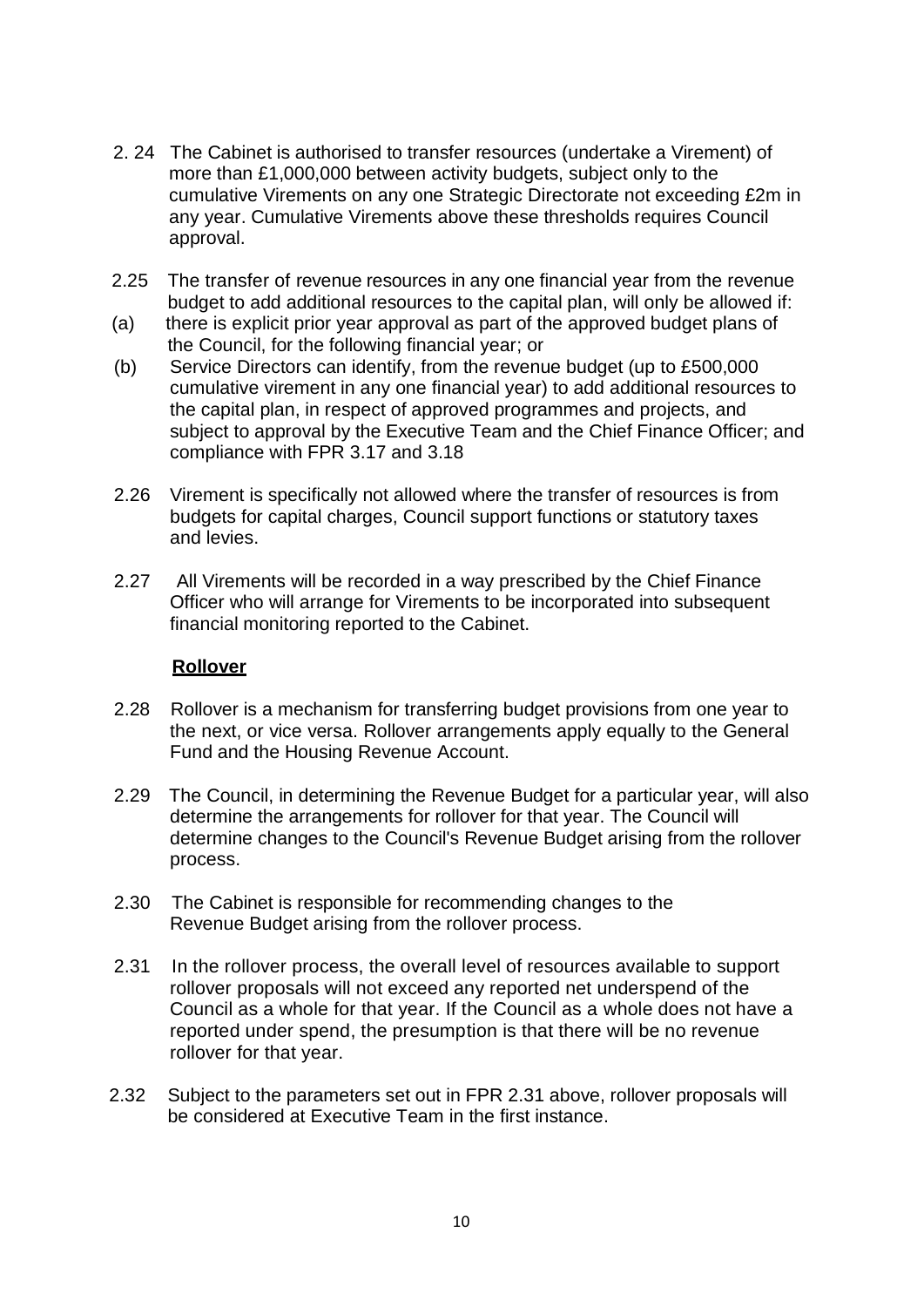2.24 The Cabinet is authorised to transfer resources (undertake a Virement) of more than £1,000,000 between activity budgets, subject only to the cumulative Virements on any one Strategic Directorate not exceeding £2m in any year. Cumulative Virements above these thresholds requires Council approval.

2.25 The transfer of revenue resources in any one financial year from the revenue budget to add additional resources to the capital plan, will only be allowed if:

(a) there is explicit prior year approval as part of the approved budget plans of the Council, for the following financial year; or

(b) Service Directors can identify, from the revenue budget (up to £500,000 cumulative virement in any one financial year) to add additional resources to the capital plan, in respect of approved programmes and projects, and subject to approval by the Executive Team and the Chief Finance Officer; and compliance with FPR 3.17 and 3.18

2.26 Virement is specifically not allowed where the transfer of resources is from budgets for capital charges, Council support functions or statutory taxes and levies.

2.27 All Virements will be recorded in a way prescribed by the Chief Finance Officer who will arrange for Virements to be incorporated into subsequent financial monitoring reported to the Cabinet.

**Rollover**

2.28 Rollover is a mechanism for transferring budget provisions from one year to the next, or vice versa. Rollover arrangements apply equally to the General Fund and the Housing Revenue Account.

2.29 The Council, in determining the Revenue Budget for a particular year, will also determine the arrangements for rollover for that year. The Council will determine changes to the Council's Revenue Budget arising from the rollover process.

2.30 The Cabinet is responsible for recommending changes to the Revenue Budget arising from the rollover process.

2.31 In the rollover process, the overall level of resources available to support rollover proposals will not exceed any reported net underspend of the Council as a whole for that year. If the Council as a whole does not have a reported under spend, the presumption is that there will be no revenue rollover for that year.

2.32 Subject to the parameters set out in FPR 2.31 above, rollover proposals will be considered at Executive Team in the first instance.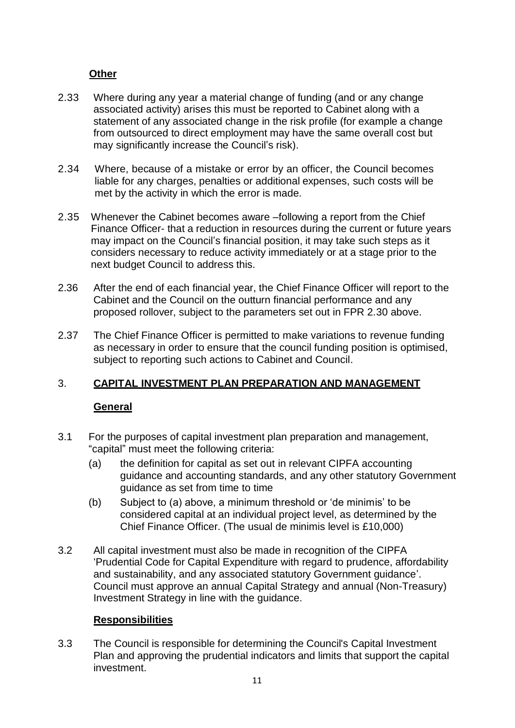**Other**

2.33 Where during any year a material change of funding (and or any change associated activity) arises this must be reported to Cabinet along with a statement of any associated change in the risk profile (for example a change from outsourced to direct employment may have the same overall cost but may significantly increase the Council's risk).

2.34 Where, because of a mistake or error by an officer, the Council becomes liable for any charges, penalties or additional expenses, such costs will be met by the activity in which the error is made.

2.35 Whenever the Cabinet becomes aware –following a report from the Chief Finance Officer- that a reduction in resources during the current or future years may impact on the Council's financial position, it may take such steps as it considers necessary to reduce activity immediately or at a stage prior to the next budget Council to address this.

2.36 After the end of each financial year, the Chief Finance Officer will report to the Cabinet and the Council on the outturn financial performance and any proposed rollover, subject to the parameters set out in FPR 2.30 above.

2.37 The Chief Finance Officer is permitted to make variations to revenue funding as necessary in order to ensure that the council funding position is optimised, subject to reporting such actions to Cabinet and Council.

## 3. CAPITAL INVESTMENT PLAN PREPARATION AND MANAGEMENT

**General**

3.1 For the purposes of capital investment plan preparation and management, "capital" must meet the following criteria:

(a) the definition for capital as set out in relevant CIPFA accounting guidance and accounting standards, and any other statutory Government guidance as set from time to time

(b) Subject to (a) above, a minimum threshold or 'de minimis' to be considered capital at an individual project level, as determined by the Chief Finance Officer. (The usual de minimis level is £10,000)

3.2 All capital investment must also be made in recognition of the CIPFA 'Prudential Code for Capital Expenditure with regard to prudence, affordability and sustainability, and any associated statutory Government guidance'. Council must approve an annual Capital Strategy and annual (Non-Treasury) Investment Strategy in line with the guidance.

**Responsibilities**

3.3 The Council is responsible for determining the Council's Capital Investment Plan and approving the prudential indicators and limits that support the capital investment.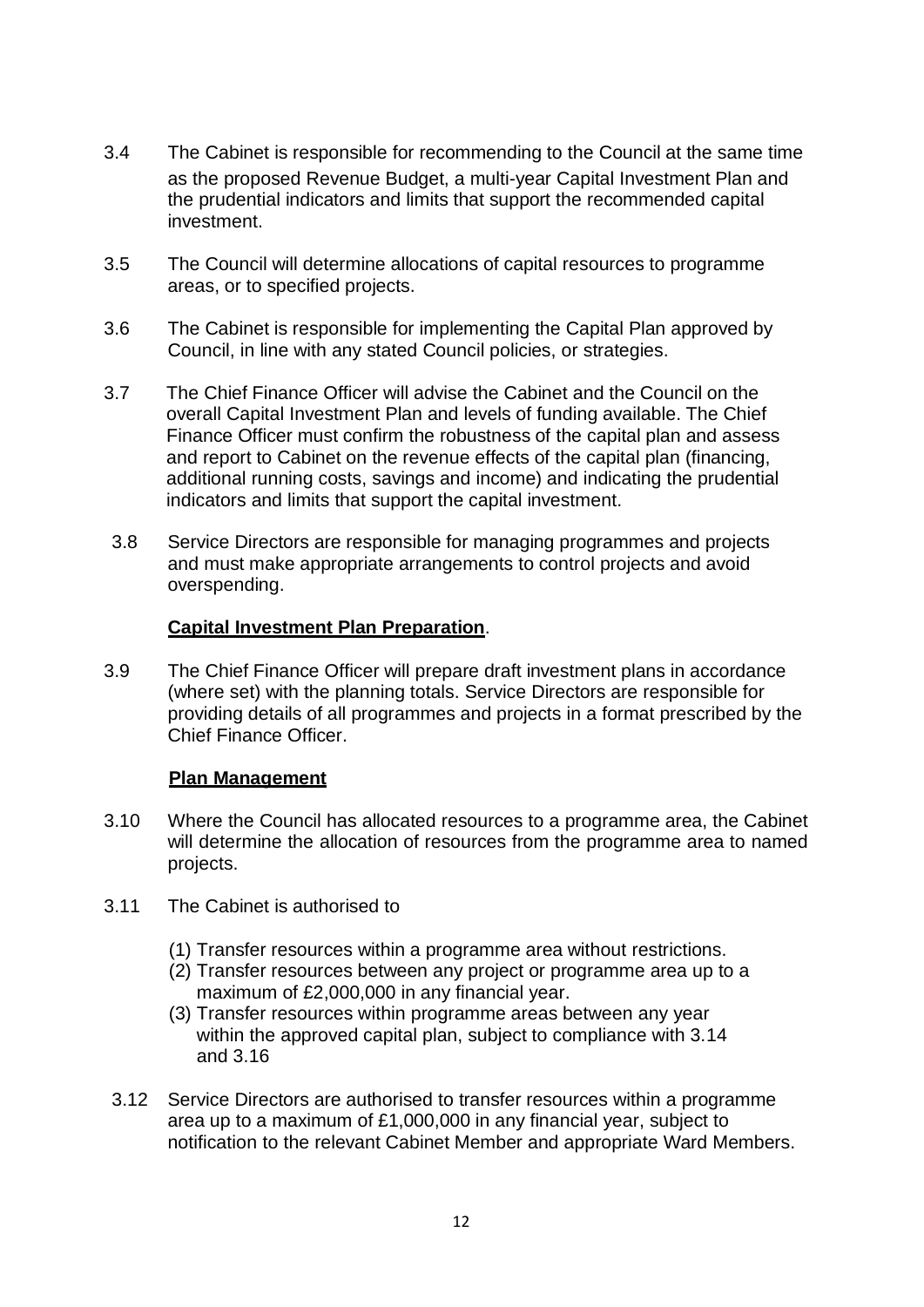3.4 The Cabinet is responsible for recommending to the Council at the same time as the proposed Revenue Budget, a multi-year Capital Investment Plan and the prudential indicators and limits that support the recommended capital investment.

3.5 The Council will determine allocations of capital resources to programme areas, or to specified projects.

3.6 The Cabinet is responsible for implementing the Capital Plan approved by Council, in line with any stated Council policies, or strategies.

3.7 The Chief Finance Officer will advise the Cabinet and the Council on the overall Capital Investment Plan and levels of funding available. The Chief Finance Officer must confirm the robustness of the capital plan and assess and report to Cabinet on the revenue effects of the capital plan (financing, additional running costs, savings and income) and indicating the prudential indicators and limits that support the capital investment.

3.8 Service Directors are responsible for managing programmes and projects and must make appropriate arrangements to control projects and avoid overspending.

**Capital Investment Plan Preparation**.

3.9 The Chief Finance Officer will prepare draft investment plans in accordance (where set) with the planning totals. Service Directors are responsible for providing details of all programmes and projects in a format prescribed by the Chief Finance Officer.

**Plan Management**

3.10 Where the Council has allocated resources to a programme area, the Cabinet will determine the allocation of resources from the programme area to named projects.

3.11 The Cabinet is authorised to

(1) Transfer resources within a programme area without restrictions.
(2) Transfer resources between any project or programme area up to a maximum of £2,000,000 in any financial year.
(3) Transfer resources within programme areas between any year within the approved capital plan, subject to compliance with 3.14 and 3.16

3.12 Service Directors are authorised to transfer resources within a programme area up to a maximum of £1,000,000 in any financial year, subject to notification to the relevant Cabinet Member and appropriate Ward Members.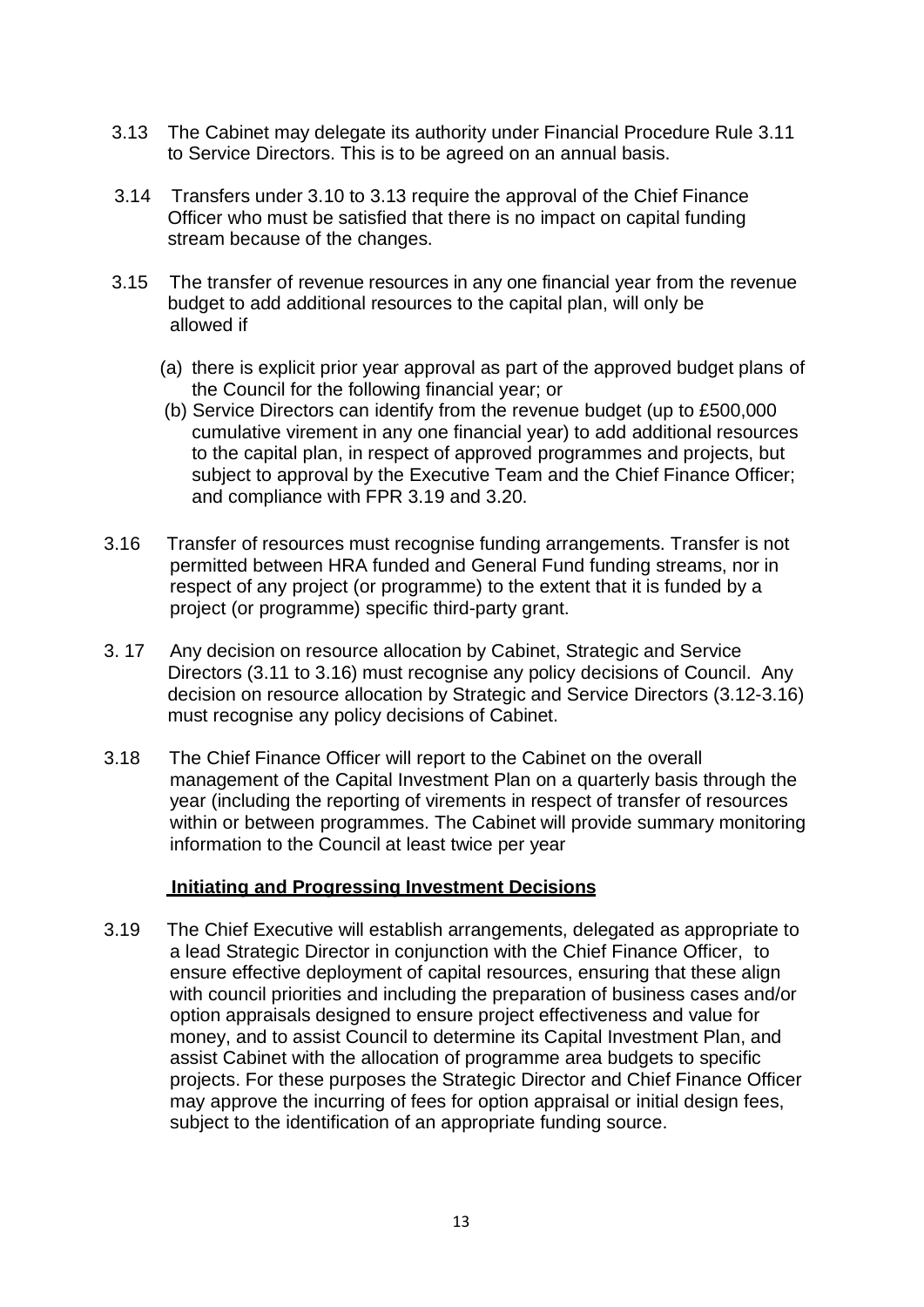3.13 The Cabinet may delegate its authority under Financial Procedure Rule 3.11 to Service Directors. This is to be agreed on an annual basis.

3.14 Transfers under 3.10 to 3.13 require the approval of the Chief Finance Officer who must be satisfied that there is no impact on capital funding stream because of the changes.

3.15 The transfer of revenue resources in any one financial year from the revenue budget to add additional resources to the capital plan, will only be allowed if

(a) there is explicit prior year approval as part of the approved budget plans of the Council for the following financial year; or
(b) Service Directors can identify from the revenue budget (up to £500,000 cumulative virement in any one financial year) to add additional resources to the capital plan, in respect of approved programmes and projects, but subject to approval by the Executive Team and the Chief Finance Officer; and compliance with FPR 3.19 and 3.20.

3.16 Transfer of resources must recognise funding arrangements. Transfer is not permitted between HRA funded and General Fund funding streams, nor in respect of any project (or programme) to the extent that it is funded by a project (or programme) specific third-party grant.

3. 17 Any decision on resource allocation by Cabinet, Strategic and Service Directors (3.11 to 3.16) must recognise any policy decisions of Council. Any decision on resource allocation by Strategic and Service Directors (3.12-3.16) must recognise any policy decisions of Cabinet.

3.18 The Chief Finance Officer will report to the Cabinet on the overall management of the Capital Investment Plan on a quarterly basis through the year (including the reporting of virements in respect of transfer of resources within or between programmes. The Cabinet will provide summary monitoring information to the Council at least twice per year

**Initiating and Progressing Investment Decisions**

3.19 The Chief Executive will establish arrangements, delegated as appropriate to a lead Strategic Director in conjunction with the Chief Finance Officer, to ensure effective deployment of capital resources, ensuring that these align with council priorities and including the preparation of business cases and/or option appraisals designed to ensure project effectiveness and value for money, and to assist Council to determine its Capital Investment Plan, and assist Cabinet with the allocation of programme area budgets to specific projects. For these purposes the Strategic Director and Chief Finance Officer may approve the incurring of fees for option appraisal or initial design fees, subject to the identification of an appropriate funding source.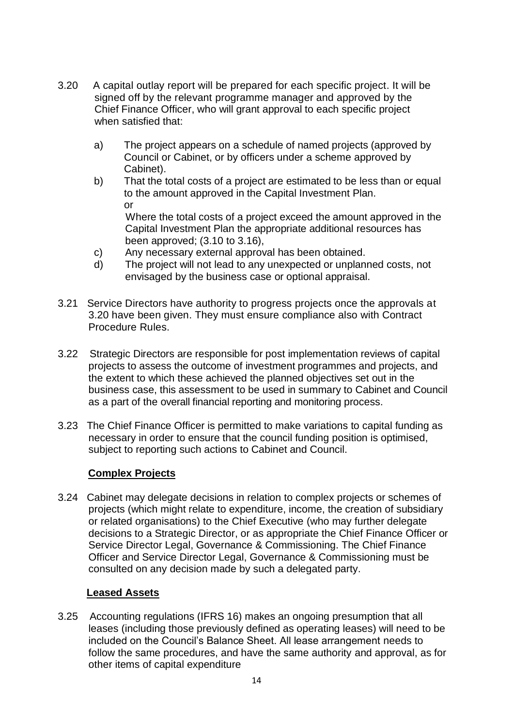3.20 A capital outlay report will be prepared for each specific project. It will be signed off by the relevant programme manager and approved by the Chief Finance Officer, who will grant approval to each specific project when satisfied that:

a) The project appears on a schedule of named projects (approved by Council or Cabinet, or by officers under a scheme approved by Cabinet).

b) That the total costs of a project are estimated to be less than or equal to the amount approved in the Capital Investment Plan.
or
Where the total costs of a project exceed the amount approved in the Capital Investment Plan the appropriate additional resources has been approved; (3.10 to 3.16),

c) Any necessary external approval has been obtained.

d) The project will not lead to any unexpected or unplanned costs, not envisaged by the business case or optional appraisal.

3.21 Service Directors have authority to progress projects once the approvals at 3.20 have been given. They must ensure compliance also with Contract Procedure Rules.

3.22 Strategic Directors are responsible for post implementation reviews of capital projects to assess the outcome of investment programmes and projects, and the extent to which these achieved the planned objectives set out in the business case, this assessment to be used in summary to Cabinet and Council as a part of the overall financial reporting and monitoring process.

3.23 The Chief Finance Officer is permitted to make variations to capital funding as necessary in order to ensure that the council funding position is optimised, subject to reporting such actions to Cabinet and Council.

**Complex Projects**

3.24 Cabinet may delegate decisions in relation to complex projects or schemes of projects (which might relate to expenditure, income, the creation of subsidiary or related organisations) to the Chief Executive (who may further delegate decisions to a Strategic Director, or as appropriate the Chief Finance Officer or Service Director Legal, Governance & Commissioning. The Chief Finance Officer and Service Director Legal, Governance & Commissioning must be consulted on any decision made by such a delegated party.

**Leased Assets**

3.25 Accounting regulations (IFRS 16) makes an ongoing presumption that all leases (including those previously defined as operating leases) will need to be included on the Council's Balance Sheet. All lease arrangement needs to follow the same procedures, and have the same authority and approval, as for other items of capital expenditure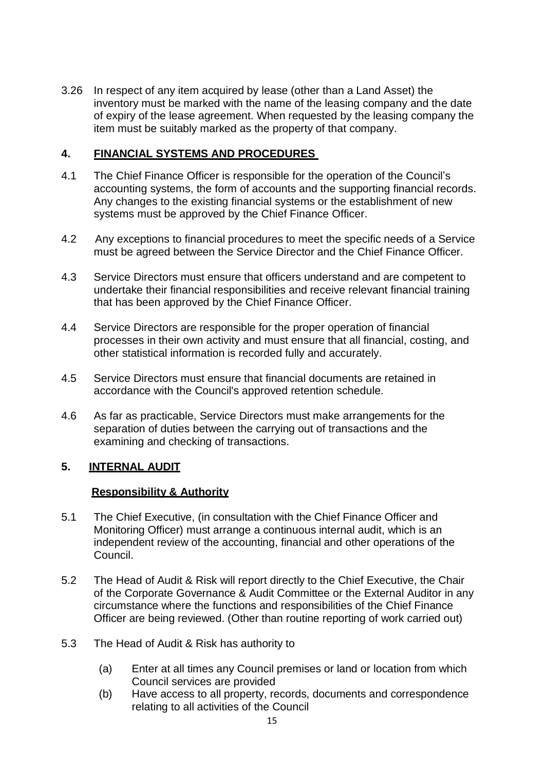3.26 In respect of any item acquired by lease (other than a Land Asset) the inventory must be marked with the name of the leasing company and the date of expiry of the lease agreement. When requested by the leasing company the item must be suitably marked as the property of that company.

## 4. FINANCIAL SYSTEMS AND PROCEDURES

4.1 The Chief Finance Officer is responsible for the operation of the Council's accounting systems, the form of accounts and the supporting financial records. Any changes to the existing financial systems or the establishment of new systems must be approved by the Chief Finance Officer.

4.2 Any exceptions to financial procedures to meet the specific needs of a Service must be agreed between the Service Director and the Chief Finance Officer.

4.3 Service Directors must ensure that officers understand and are competent to undertake their financial responsibilities and receive relevant financial training that has been approved by the Chief Finance Officer.

4.4 Service Directors are responsible for the proper operation of financial processes in their own activity and must ensure that all financial, costing, and other statistical information is recorded fully and accurately.

4.5 Service Directors must ensure that financial documents are retained in accordance with the Council's approved retention schedule.

4.6 As far as practicable, Service Directors must make arrangements for the separation of duties between the carrying out of transactions and the examining and checking of transactions.

## 5. INTERNAL AUDIT

### Responsibility & Authority

5.1 The Chief Executive, (in consultation with the Chief Finance Officer and Monitoring Officer) must arrange a continuous internal audit, which is an independent review of the accounting, financial and other operations of the Council.

5.2 The Head of Audit & Risk will report directly to the Chief Executive, the Chair of the Corporate Governance & Audit Committee or the External Auditor in any circumstance where the functions and responsibilities of the Chief Finance Officer are being reviewed. (Other than routine reporting of work carried out)

5.3 The Head of Audit & Risk has authority to

(a) Enter at all times any Council premises or land or location from which Council services are provided

(b) Have access to all property, records, documents and correspondence relating to all activities of the Council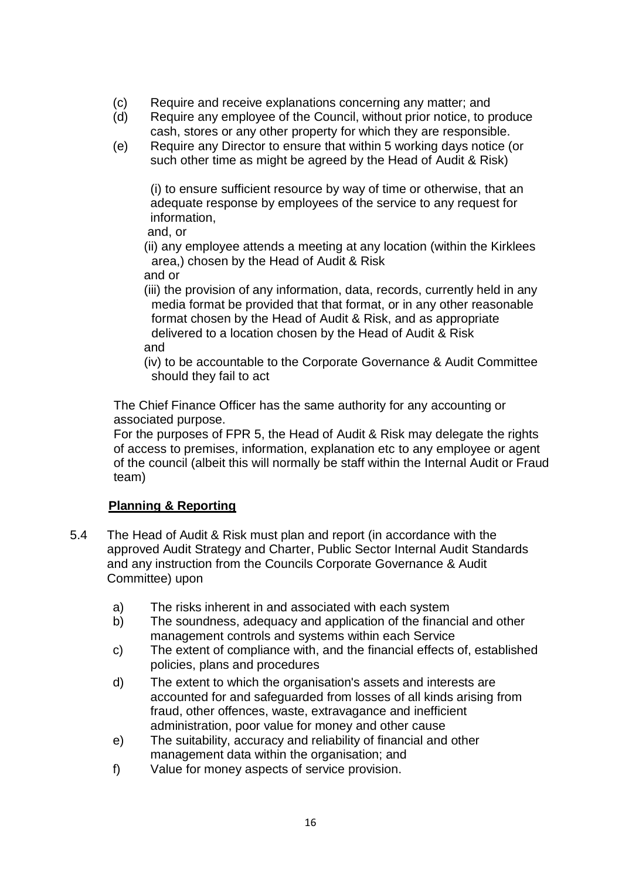(c) Require and receive explanations concerning any matter; and

(d) Require any employee of the Council, without prior notice, to produce cash, stores or any other property for which they are responsible.

(e) Require any Director to ensure that within 5 working days notice (or such other time as might be agreed by the Head of Audit & Risk)

(i) to ensure sufficient resource by way of time or otherwise, that an adequate response by employees of the service to any request for information,

and, or

(ii) any employee attends a meeting at any location (within the Kirklees area,) chosen by the Head of Audit & Risk

and or

(iii) the provision of any information, data, records, currently held in any media format be provided that that format, or in any other reasonable format chosen by the Head of Audit & Risk, and as appropriate delivered to a location chosen by the Head of Audit & Risk

and

(iv) to be accountable to the Corporate Governance & Audit Committee should they fail to act

The Chief Finance Officer has the same authority for any accounting or associated purpose.

For the purposes of FPR 5, the Head of Audit & Risk may delegate the rights of access to premises, information, explanation etc to any employee or agent of the council (albeit this will normally be staff within the Internal Audit or Fraud team)

**Planning & Reporting**

5.4 The Head of Audit & Risk must plan and report (in accordance with the approved Audit Strategy and Charter, Public Sector Internal Audit Standards and any instruction from the Councils Corporate Governance & Audit Committee) upon

a) The risks inherent in and associated with each system

b) The soundness, adequacy and application of the financial and other management controls and systems within each Service

c) The extent of compliance with, and the financial effects of, established policies, plans and procedures

d) The extent to which the organisation's assets and interests are accounted for and safeguarded from losses of all kinds arising from fraud, other offences, waste, extravagance and inefficient administration, poor value for money and other cause

e) The suitability, accuracy and reliability of financial and other management data within the organisation; and

f) Value for money aspects of service provision.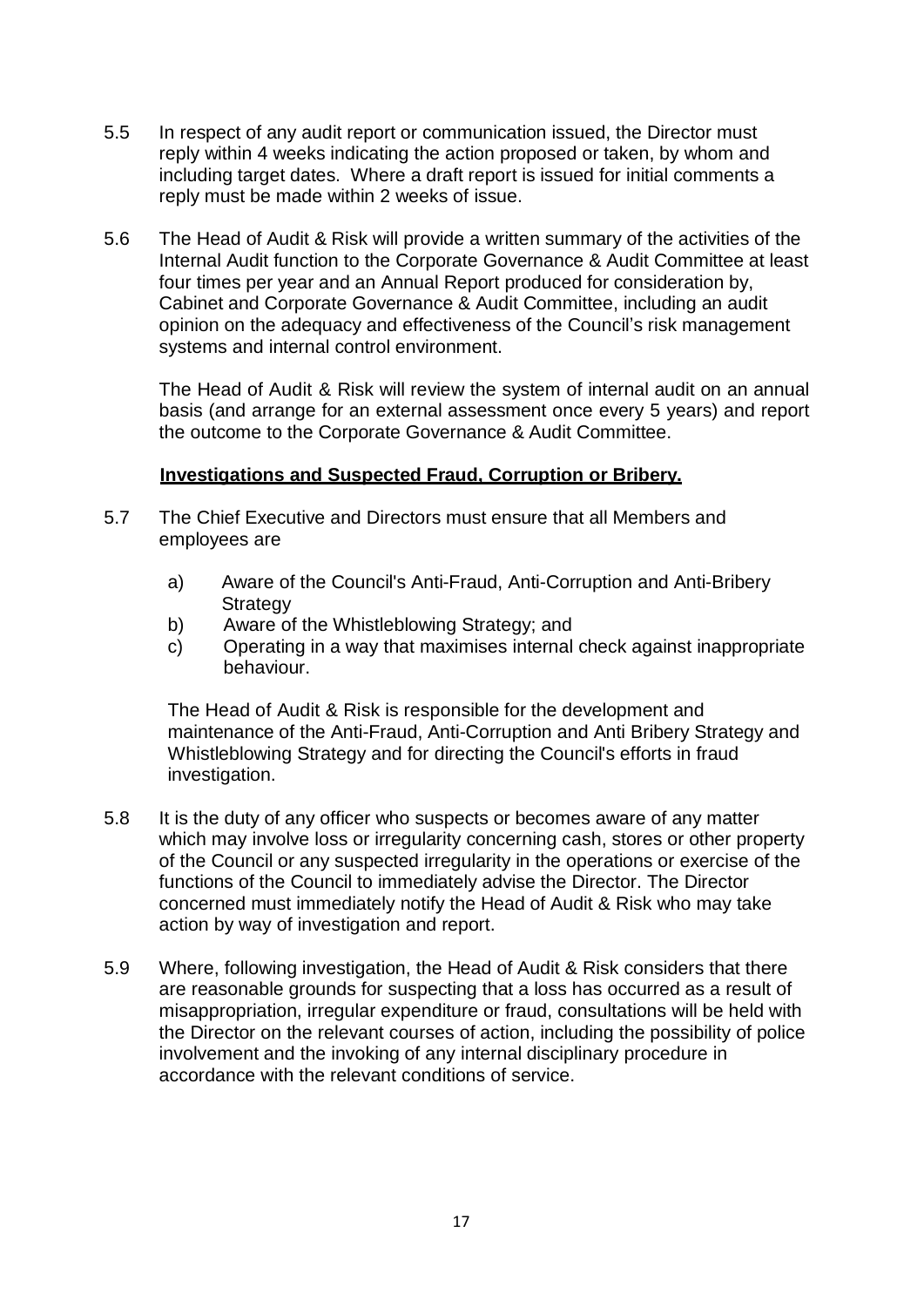5.5 In respect of any audit report or communication issued, the Director must reply within 4 weeks indicating the action proposed or taken, by whom and including target dates. Where a draft report is issued for initial comments a reply must be made within 2 weeks of issue.

5.6 The Head of Audit & Risk will provide a written summary of the activities of the Internal Audit function to the Corporate Governance & Audit Committee at least four times per year and an Annual Report produced for consideration by, Cabinet and Corporate Governance & Audit Committee, including an audit opinion on the adequacy and effectiveness of the Council's risk management systems and internal control environment.

The Head of Audit & Risk will review the system of internal audit on an annual basis (and arrange for an external assessment once every 5 years) and report the outcome to the Corporate Governance & Audit Committee.

**Investigations and Suspected Fraud, Corruption or Bribery.**

5.7 The Chief Executive and Directors must ensure that all Members and employees are

a) Aware of the Council's Anti-Fraud, Anti-Corruption and Anti-Bribery Strategy
b) Aware of the Whistleblowing Strategy; and
c) Operating in a way that maximises internal check against inappropriate behaviour.

The Head of Audit & Risk is responsible for the development and maintenance of the Anti-Fraud, Anti-Corruption and Anti Bribery Strategy and Whistleblowing Strategy and for directing the Council's efforts in fraud investigation.

5.8 It is the duty of any officer who suspects or becomes aware of any matter which may involve loss or irregularity concerning cash, stores or other property of the Council or any suspected irregularity in the operations or exercise of the functions of the Council to immediately advise the Director. The Director concerned must immediately notify the Head of Audit & Risk who may take action by way of investigation and report.

5.9 Where, following investigation, the Head of Audit & Risk considers that there are reasonable grounds for suspecting that a loss has occurred as a result of misappropriation, irregular expenditure or fraud, consultations will be held with the Director on the relevant courses of action, including the possibility of police involvement and the invoking of any internal disciplinary procedure in accordance with the relevant conditions of service.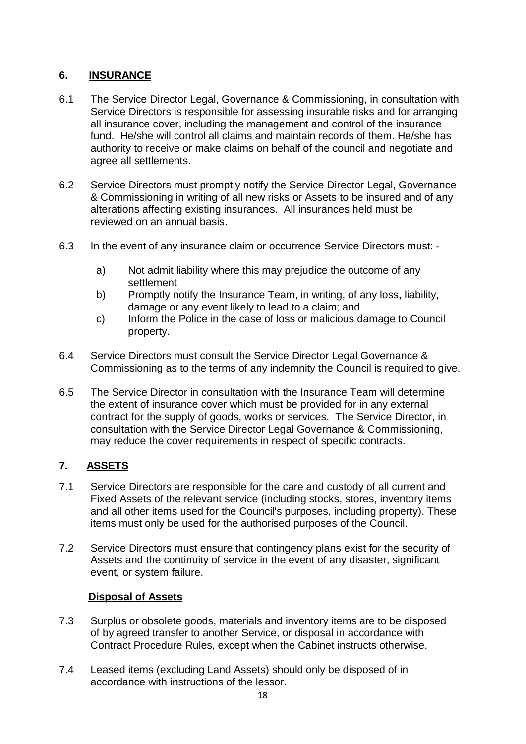## 6. INSURANCE

6.1 The Service Director Legal, Governance & Commissioning, in consultation with Service Directors is responsible for assessing insurable risks and for arranging all insurance cover, including the management and control of the insurance fund. He/she will control all claims and maintain records of them. He/she has authority to receive or make claims on behalf of the council and negotiate and agree all settlements.

6.2 Service Directors must promptly notify the Service Director Legal, Governance & Commissioning in writing of all new risks or Assets to be insured and of any alterations affecting existing insurances. All insurances held must be reviewed on an annual basis.

6.3 In the event of any insurance claim or occurrence Service Directors must: -

a) Not admit liability where this may prejudice the outcome of any settlement
b) Promptly notify the Insurance Team, in writing, of any loss, liability, damage or any event likely to lead to a claim; and
c) Inform the Police in the case of loss or malicious damage to Council property.

6.4 Service Directors must consult the Service Director Legal Governance & Commissioning as to the terms of any indemnity the Council is required to give.

6.5 The Service Director in consultation with the Insurance Team will determine the extent of insurance cover which must be provided for in any external contract for the supply of goods, works or services. The Service Director, in consultation with the Service Director Legal Governance & Commissioning, may reduce the cover requirements in respect of specific contracts.

## 7. ASSETS

7.1 Service Directors are responsible for the care and custody of all current and Fixed Assets of the relevant service (including stocks, stores, inventory items and all other items used for the Council's purposes, including property). These items must only be used for the authorised purposes of the Council.

7.2 Service Directors must ensure that contingency plans exist for the security of Assets and the continuity of service in the event of any disaster, significant event, or system failure.

### Disposal of Assets

7.3 Surplus or obsolete goods, materials and inventory items are to be disposed of by agreed transfer to another Service, or disposal in accordance with Contract Procedure Rules, except when the Cabinet instructs otherwise.

7.4 Leased items (excluding Land Assets) should only be disposed of in accordance with instructions of the lessor.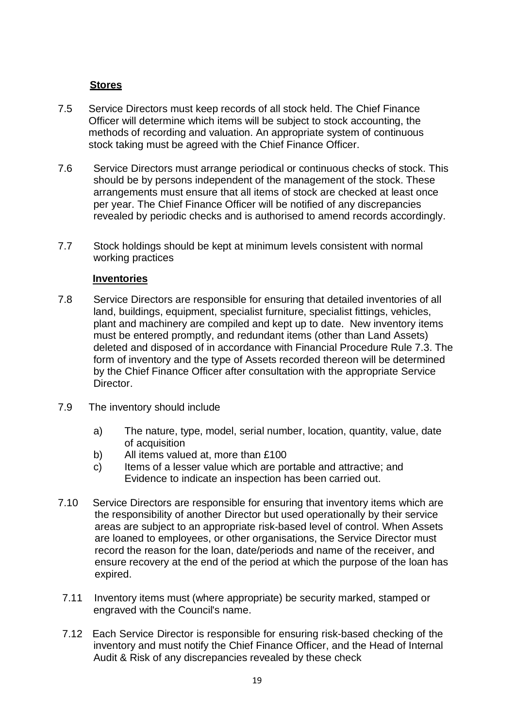**Stores**

7.5 Service Directors must keep records of all stock held. The Chief Finance Officer will determine which items will be subject to stock accounting, the methods of recording and valuation. An appropriate system of continuous stock taking must be agreed with the Chief Finance Officer.

7.6 Service Directors must arrange periodical or continuous checks of stock. This should be by persons independent of the management of the stock. These arrangements must ensure that all items of stock are checked at least once per year. The Chief Finance Officer will be notified of any discrepancies revealed by periodic checks and is authorised to amend records accordingly.

7.7 Stock holdings should be kept at minimum levels consistent with normal working practices

**Inventories**

7.8 Service Directors are responsible for ensuring that detailed inventories of all land, buildings, equipment, specialist furniture, specialist fittings, vehicles, plant and machinery are compiled and kept up to date. New inventory items must be entered promptly, and redundant items (other than Land Assets) deleted and disposed of in accordance with Financial Procedure Rule 7.3. The form of inventory and the type of Assets recorded thereon will be determined by the Chief Finance Officer after consultation with the appropriate Service Director.

7.9 The inventory should include

a) The nature, type, model, serial number, location, quantity, value, date of acquisition
b) All items valued at, more than £100
c) Items of a lesser value which are portable and attractive; and Evidence to indicate an inspection has been carried out.

7.10 Service Directors are responsible for ensuring that inventory items which are the responsibility of another Director but used operationally by their service areas are subject to an appropriate risk-based level of control. When Assets are loaned to employees, or other organisations, the Service Director must record the reason for the loan, date/periods and name of the receiver, and ensure recovery at the end of the period at which the purpose of the loan has expired.

7.11 Inventory items must (where appropriate) be security marked, stamped or engraved with the Council's name.

7.12 Each Service Director is responsible for ensuring risk-based checking of the inventory and must notify the Chief Finance Officer, and the Head of Internal Audit & Risk of any discrepancies revealed by these check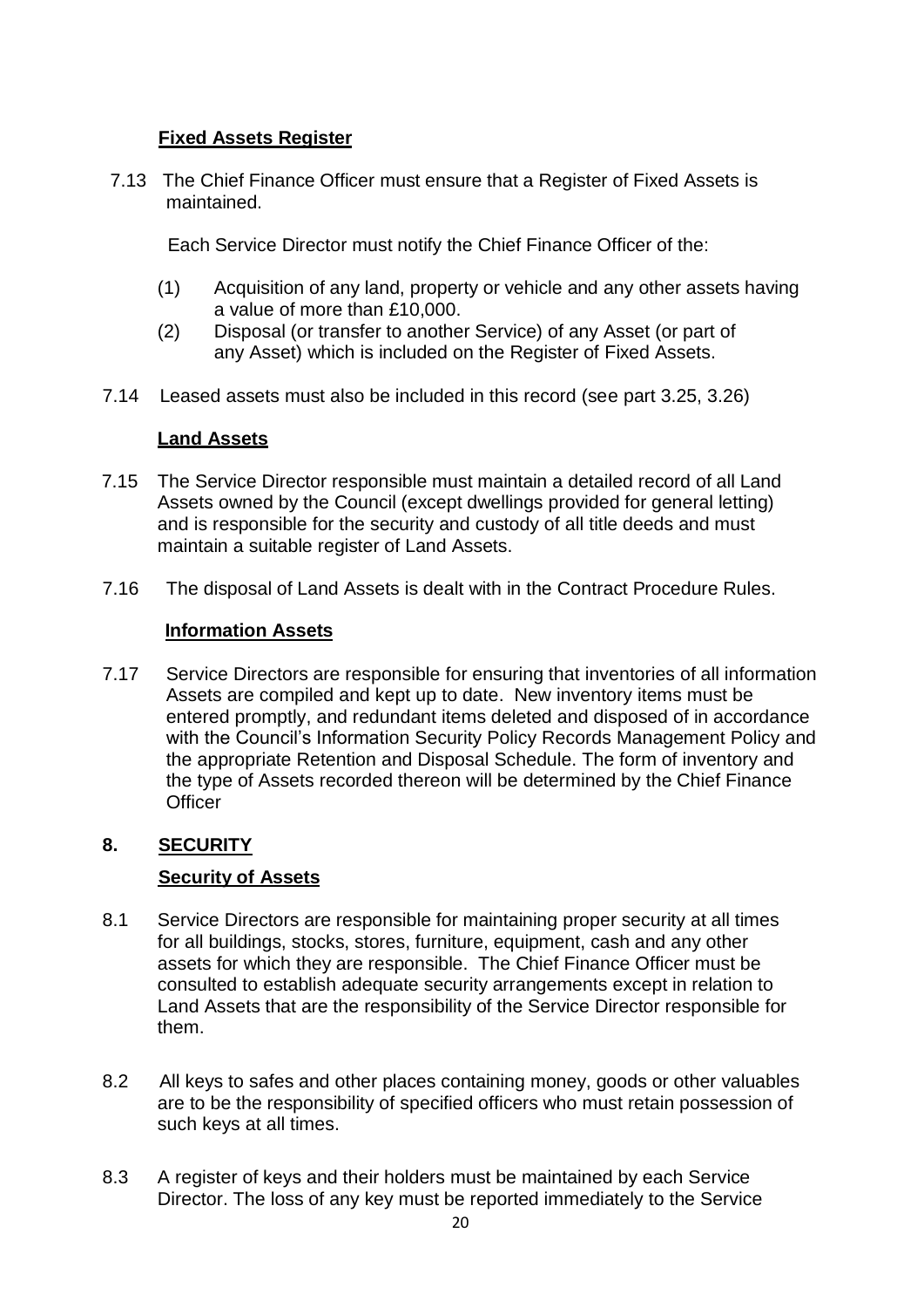**Fixed Assets Register**

7.13 The Chief Finance Officer must ensure that a Register of Fixed Assets is maintained.

Each Service Director must notify the Chief Finance Officer of the:

(1) Acquisition of any land, property or vehicle and any other assets having a value of more than £10,000.

(2) Disposal (or transfer to another Service) of any Asset (or part of any Asset) which is included on the Register of Fixed Assets.

7.14 Leased assets must also be included in this record (see part 3.25, 3.26)

**Land Assets**

7.15 The Service Director responsible must maintain a detailed record of all Land Assets owned by the Council (except dwellings provided for general letting) and is responsible for the security and custody of all title deeds and must maintain a suitable register of Land Assets.

7.16 The disposal of Land Assets is dealt with in the Contract Procedure Rules.

**Information Assets**

7.17 Service Directors are responsible for ensuring that inventories of all information Assets are compiled and kept up to date. New inventory items must be entered promptly, and redundant items deleted and disposed of in accordance with the Council's Information Security Policy Records Management Policy and the appropriate Retention and Disposal Schedule. The form of inventory and the type of Assets recorded thereon will be determined by the Chief Finance Officer

## 8. SECURITY

**Security of Assets**

8.1 Service Directors are responsible for maintaining proper security at all times for all buildings, stocks, stores, furniture, equipment, cash and any other assets for which they are responsible. The Chief Finance Officer must be consulted to establish adequate security arrangements except in relation to Land Assets that are the responsibility of the Service Director responsible for them.

8.2 All keys to safes and other places containing money, goods or other valuables are to be the responsibility of specified officers who must retain possession of such keys at all times.

8.3 A register of keys and their holders must be maintained by each Service Director. The loss of any key must be reported immediately to the Service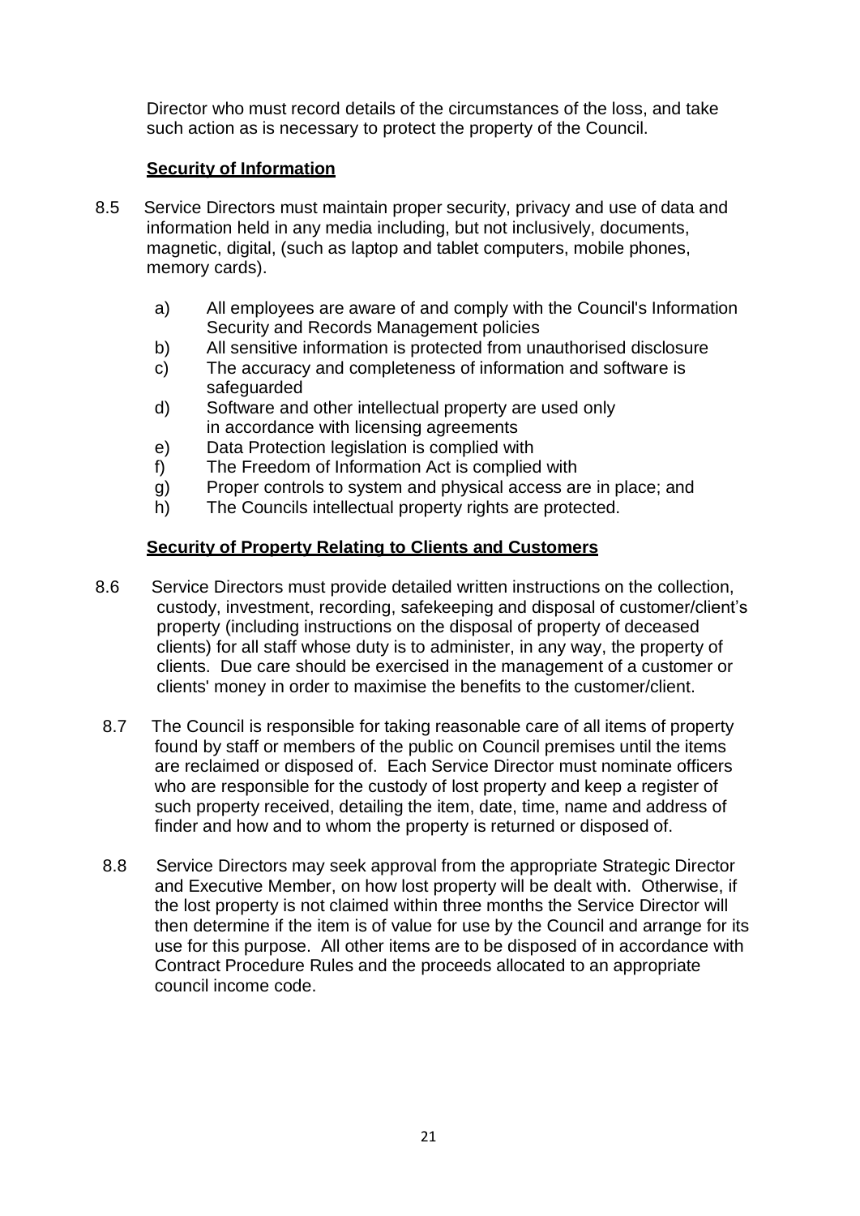Director who must record details of the circumstances of the loss, and take such action as is necessary to protect the property of the Council.

**Security of Information**

8.5 Service Directors must maintain proper security, privacy and use of data and information held in any media including, but not inclusively, documents, magnetic, digital, (such as laptop and tablet computers, mobile phones, memory cards).

a) All employees are aware of and comply with the Council's Information Security and Records Management policies
b) All sensitive information is protected from unauthorised disclosure
c) The accuracy and completeness of information and software is safeguarded
d) Software and other intellectual property are used only in accordance with licensing agreements
e) Data Protection legislation is complied with
f) The Freedom of Information Act is complied with
g) Proper controls to system and physical access are in place; and
h) The Councils intellectual property rights are protected.

**Security of Property Relating to Clients and Customers**

8.6 Service Directors must provide detailed written instructions on the collection, custody, investment, recording, safekeeping and disposal of customer/client's property (including instructions on the disposal of property of deceased clients) for all staff whose duty is to administer, in any way, the property of clients. Due care should be exercised in the management of a customer or clients' money in order to maximise the benefits to the customer/client.

8.7 The Council is responsible for taking reasonable care of all items of property found by staff or members of the public on Council premises until the items are reclaimed or disposed of. Each Service Director must nominate officers who are responsible for the custody of lost property and keep a register of such property received, detailing the item, date, time, name and address of finder and how and to whom the property is returned or disposed of.

8.8 Service Directors may seek approval from the appropriate Strategic Director and Executive Member, on how lost property will be dealt with. Otherwise, if the lost property is not claimed within three months the Service Director will then determine if the item is of value for use by the Council and arrange for its use for this purpose. All other items are to be disposed of in accordance with Contract Procedure Rules and the proceeds allocated to an appropriate council income code.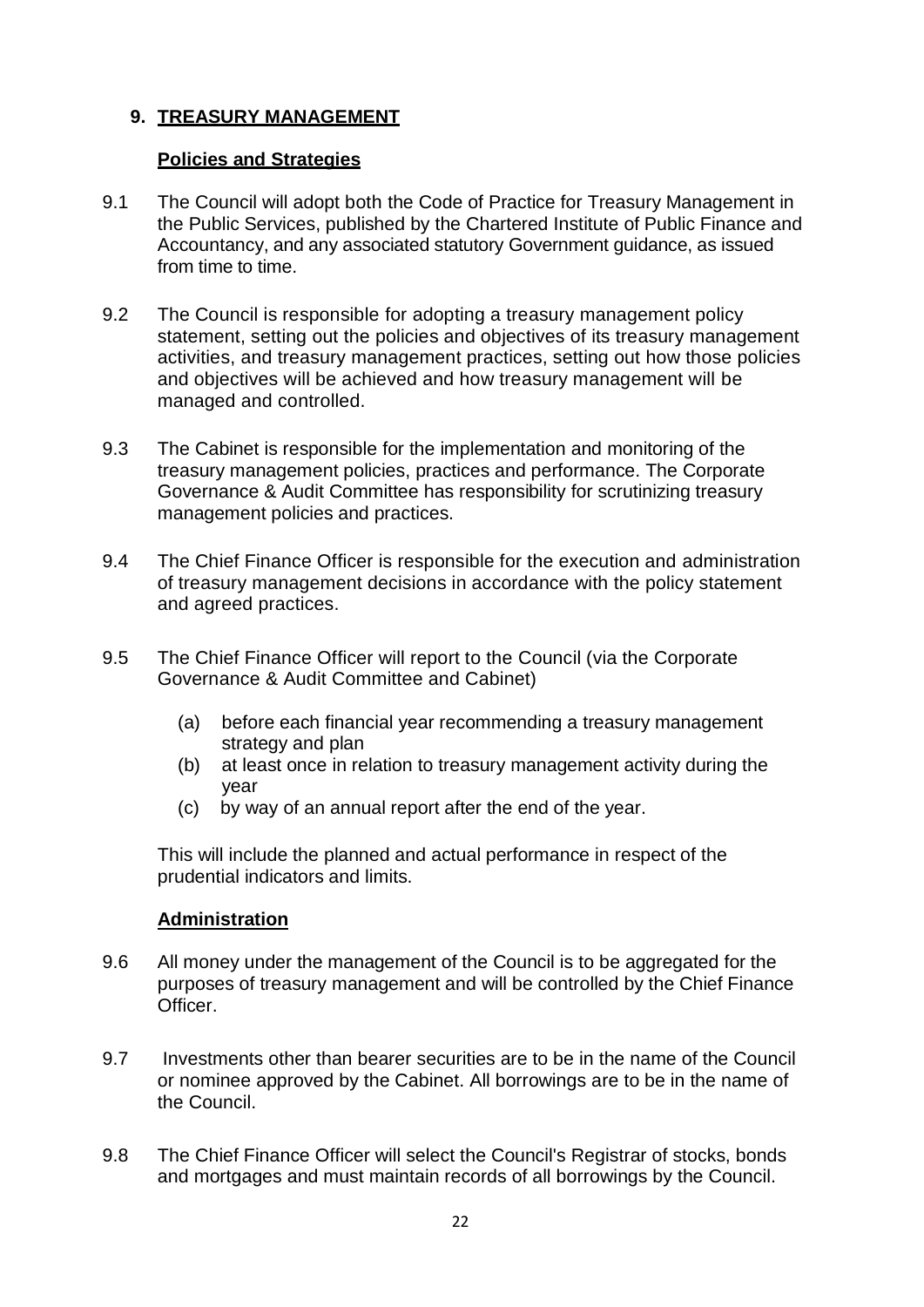## 9. TREASURY MANAGEMENT

### Policies and Strategies

9.1 The Council will adopt both the Code of Practice for Treasury Management in the Public Services, published by the Chartered Institute of Public Finance and Accountancy, and any associated statutory Government guidance, as issued from time to time.

9.2 The Council is responsible for adopting a treasury management policy statement, setting out the policies and objectives of its treasury management activities, and treasury management practices, setting out how those policies and objectives will be achieved and how treasury management will be managed and controlled.

9.3 The Cabinet is responsible for the implementation and monitoring of the treasury management policies, practices and performance. The Corporate Governance & Audit Committee has responsibility for scrutinizing treasury management policies and practices.

9.4 The Chief Finance Officer is responsible for the execution and administration of treasury management decisions in accordance with the policy statement and agreed practices.

9.5 The Chief Finance Officer will report to the Council (via the Corporate Governance & Audit Committee and Cabinet)

(a) before each financial year recommending a treasury management strategy and plan
(b) at least once in relation to treasury management activity during the year
(c) by way of an annual report after the end of the year.

This will include the planned and actual performance in respect of the prudential indicators and limits.

### Administration

9.6 All money under the management of the Council is to be aggregated for the purposes of treasury management and will be controlled by the Chief Finance Officer.

9.7 Investments other than bearer securities are to be in the name of the Council or nominee approved by the Cabinet. All borrowings are to be in the name of the Council.

9.8 The Chief Finance Officer will select the Council's Registrar of stocks, bonds and mortgages and must maintain records of all borrowings by the Council.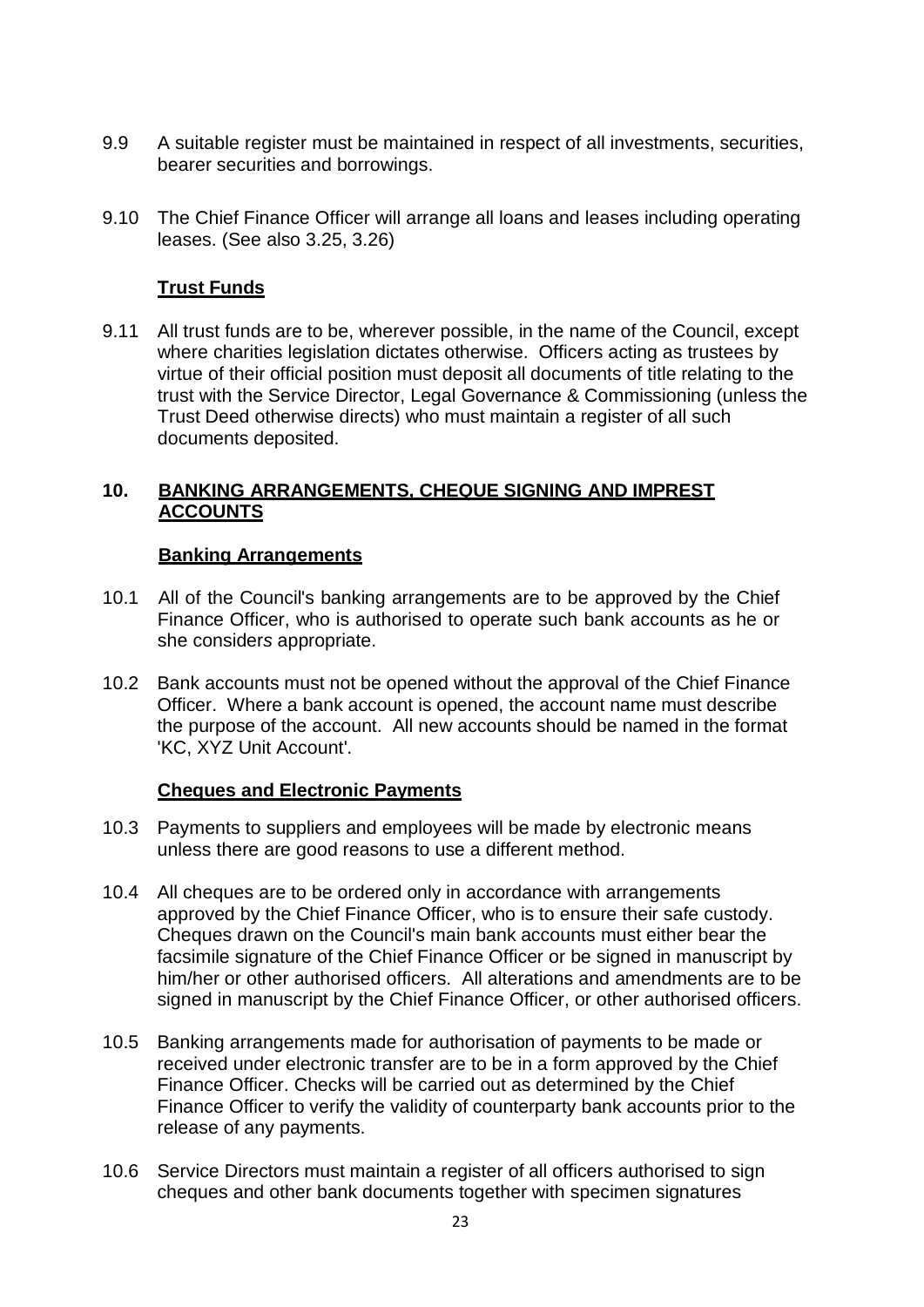9.9 A suitable register must be maintained in respect of all investments, securities, bearer securities and borrowings.

9.10 The Chief Finance Officer will arrange all loans and leases including operating leases. (See also 3.25, 3.26)

**Trust Funds**

9.11 All trust funds are to be, wherever possible, in the name of the Council, except where charities legislation dictates otherwise. Officers acting as trustees by virtue of their official position must deposit all documents of title relating to the trust with the Service Director, Legal Governance & Commissioning (unless the Trust Deed otherwise directs) who must maintain a register of all such documents deposited.

## 10. BANKING ARRANGEMENTS, CHEQUE SIGNING AND IMPREST ACCOUNTS

**Banking Arrangements**

10.1 All of the Council's banking arrangements are to be approved by the Chief Finance Officer, who is authorised to operate such bank accounts as he or she considers appropriate.

10.2 Bank accounts must not be opened without the approval of the Chief Finance Officer. Where a bank account is opened, the account name must describe the purpose of the account. All new accounts should be named in the format 'KC, XYZ Unit Account'.

**Cheques and Electronic Payments**

10.3 Payments to suppliers and employees will be made by electronic means unless there are good reasons to use a different method.

10.4 All cheques are to be ordered only in accordance with arrangements approved by the Chief Finance Officer, who is to ensure their safe custody. Cheques drawn on the Council's main bank accounts must either bear the facsimile signature of the Chief Finance Officer or be signed in manuscript by him/her or other authorised officers. All alterations and amendments are to be signed in manuscript by the Chief Finance Officer, or other authorised officers.

10.5 Banking arrangements made for authorisation of payments to be made or received under electronic transfer are to be in a form approved by the Chief Finance Officer. Checks will be carried out as determined by the Chief Finance Officer to verify the validity of counterparty bank accounts prior to the release of any payments.

10.6 Service Directors must maintain a register of all officers authorised to sign cheques and other bank documents together with specimen signatures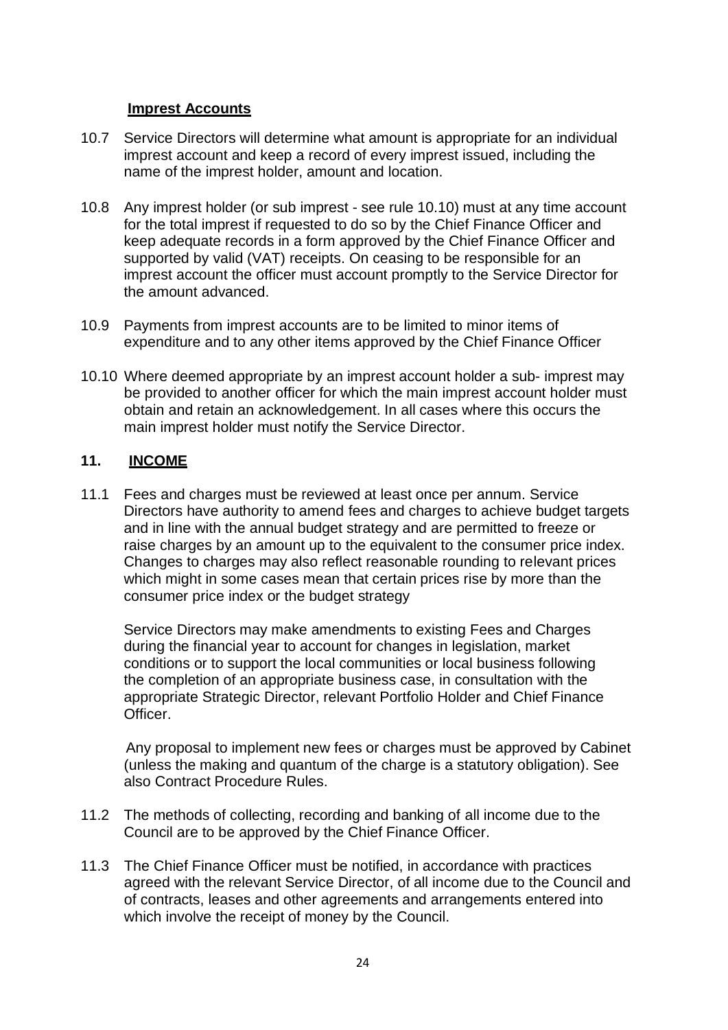**Imprest Accounts**

10.7 Service Directors will determine what amount is appropriate for an individual imprest account and keep a record of every imprest issued, including the name of the imprest holder, amount and location.

10.8 Any imprest holder (or sub imprest - see rule 10.10) must at any time account for the total imprest if requested to do so by the Chief Finance Officer and keep adequate records in a form approved by the Chief Finance Officer and supported by valid (VAT) receipts. On ceasing to be responsible for an imprest account the officer must account promptly to the Service Director for the amount advanced.

10.9 Payments from imprest accounts are to be limited to minor items of expenditure and to any other items approved by the Chief Finance Officer

10.10 Where deemed appropriate by an imprest account holder a sub- imprest may be provided to another officer for which the main imprest account holder must obtain and retain an acknowledgement. In all cases where this occurs the main imprest holder must notify the Service Director.

## 11. INCOME

11.1 Fees and charges must be reviewed at least once per annum. Service Directors have authority to amend fees and charges to achieve budget targets and in line with the annual budget strategy and are permitted to freeze or raise charges by an amount up to the equivalent to the consumer price index. Changes to charges may also reflect reasonable rounding to relevant prices which might in some cases mean that certain prices rise by more than the consumer price index or the budget strategy

Service Directors may make amendments to existing Fees and Charges during the financial year to account for changes in legislation, market conditions or to support the local communities or local business following the completion of an appropriate business case, in consultation with the appropriate Strategic Director, relevant Portfolio Holder and Chief Finance Officer.

Any proposal to implement new fees or charges must be approved by Cabinet (unless the making and quantum of the charge is a statutory obligation). See also Contract Procedure Rules.

11.2 The methods of collecting, recording and banking of all income due to the Council are to be approved by the Chief Finance Officer.

11.3 The Chief Finance Officer must be notified, in accordance with practices agreed with the relevant Service Director, of all income due to the Council and of contracts, leases and other agreements and arrangements entered into which involve the receipt of money by the Council.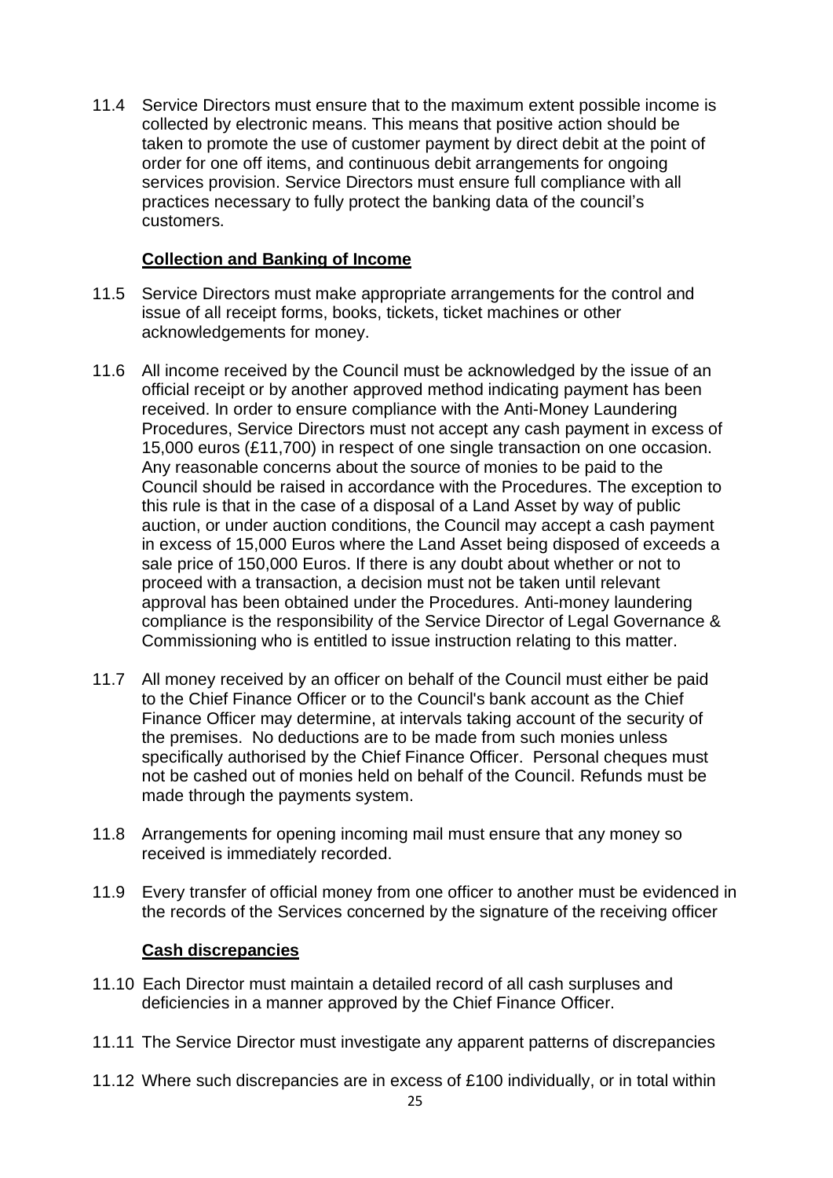11.4 Service Directors must ensure that to the maximum extent possible income is collected by electronic means. This means that positive action should be taken to promote the use of customer payment by direct debit at the point of order for one off items, and continuous debit arrangements for ongoing services provision. Service Directors must ensure full compliance with all practices necessary to fully protect the banking data of the council's customers.

**Collection and Banking of Income**

11.5 Service Directors must make appropriate arrangements for the control and issue of all receipt forms, books, tickets, ticket machines or other acknowledgements for money.

11.6 All income received by the Council must be acknowledged by the issue of an official receipt or by another approved method indicating payment has been received. In order to ensure compliance with the Anti-Money Laundering Procedures, Service Directors must not accept any cash payment in excess of 15,000 euros (£11,700) in respect of one single transaction on one occasion. Any reasonable concerns about the source of monies to be paid to the Council should be raised in accordance with the Procedures. The exception to this rule is that in the case of a disposal of a Land Asset by way of public auction, or under auction conditions, the Council may accept a cash payment in excess of 15,000 Euros where the Land Asset being disposed of exceeds a sale price of 150,000 Euros. If there is any doubt about whether or not to proceed with a transaction, a decision must not be taken until relevant approval has been obtained under the Procedures. Anti-money laundering compliance is the responsibility of the Service Director of Legal Governance & Commissioning who is entitled to issue instruction relating to this matter.

11.7 All money received by an officer on behalf of the Council must either be paid to the Chief Finance Officer or to the Council's bank account as the Chief Finance Officer may determine, at intervals taking account of the security of the premises. No deductions are to be made from such monies unless specifically authorised by the Chief Finance Officer. Personal cheques must not be cashed out of monies held on behalf of the Council. Refunds must be made through the payments system.

11.8 Arrangements for opening incoming mail must ensure that any money so received is immediately recorded.

11.9 Every transfer of official money from one officer to another must be evidenced in the records of the Services concerned by the signature of the receiving officer

**Cash discrepancies**

11.10 Each Director must maintain a detailed record of all cash surpluses and deficiencies in a manner approved by the Chief Finance Officer.

11.11 The Service Director must investigate any apparent patterns of discrepancies

11.12 Where such discrepancies are in excess of £100 individually, or in total within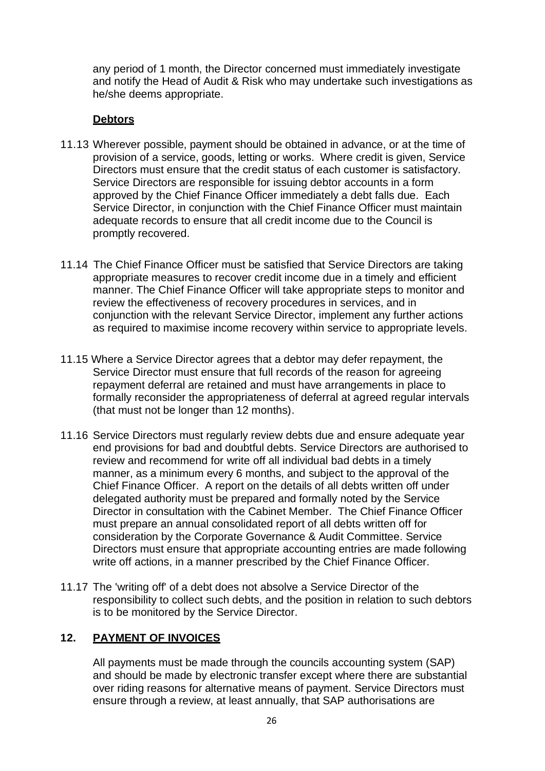any period of 1 month, the Director concerned must immediately investigate and notify the Head of Audit & Risk who may undertake such investigations as he/she deems appropriate.

**Debtors**

11.13 Wherever possible, payment should be obtained in advance, or at the time of provision of a service, goods, letting or works. Where credit is given, Service Directors must ensure that the credit status of each customer is satisfactory. Service Directors are responsible for issuing debtor accounts in a form approved by the Chief Finance Officer immediately a debt falls due. Each Service Director, in conjunction with the Chief Finance Officer must maintain adequate records to ensure that all credit income due to the Council is promptly recovered.

11.14 The Chief Finance Officer must be satisfied that Service Directors are taking appropriate measures to recover credit income due in a timely and efficient manner. The Chief Finance Officer will take appropriate steps to monitor and review the effectiveness of recovery procedures in services, and in conjunction with the relevant Service Director, implement any further actions as required to maximise income recovery within service to appropriate levels.

11.15 Where a Service Director agrees that a debtor may defer repayment, the Service Director must ensure that full records of the reason for agreeing repayment deferral are retained and must have arrangements in place to formally reconsider the appropriateness of deferral at agreed regular intervals (that must not be longer than 12 months).

11.16 Service Directors must regularly review debts due and ensure adequate year end provisions for bad and doubtful debts. Service Directors are authorised to review and recommend for write off all individual bad debts in a timely manner, as a minimum every 6 months, and subject to the approval of the Chief Finance Officer. A report on the details of all debts written off under delegated authority must be prepared and formally noted by the Service Director in consultation with the Cabinet Member. The Chief Finance Officer must prepare an annual consolidated report of all debts written off for consideration by the Corporate Governance & Audit Committee. Service Directors must ensure that appropriate accounting entries are made following write off actions, in a manner prescribed by the Chief Finance Officer.

11.17 The 'writing off' of a debt does not absolve a Service Director of the responsibility to collect such debts, and the position in relation to such debtors is to be monitored by the Service Director.

## 12. PAYMENT OF INVOICES

All payments must be made through the councils accounting system (SAP) and should be made by electronic transfer except where there are substantial over riding reasons for alternative means of payment. Service Directors must ensure through a review, at least annually, that SAP authorisations are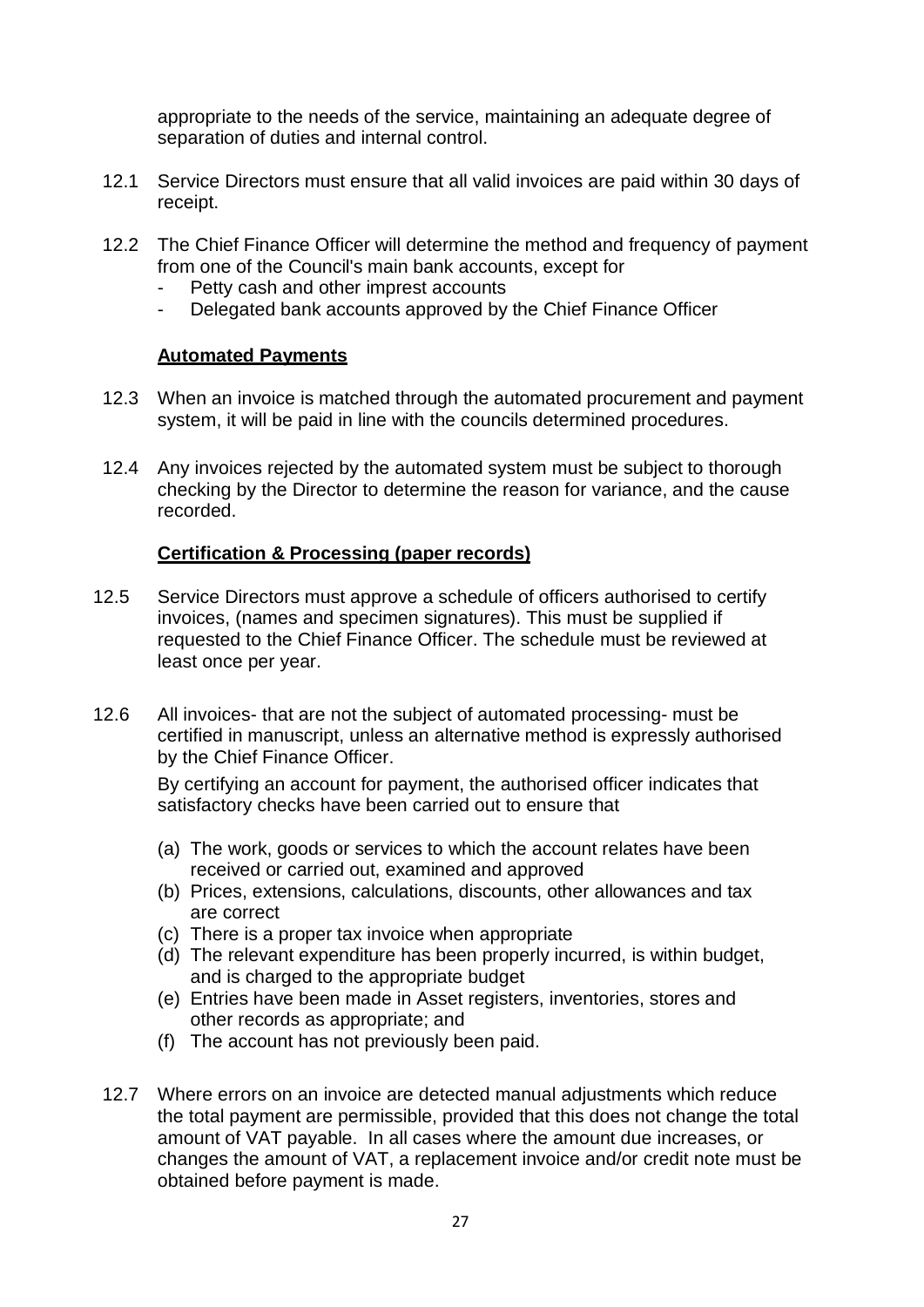appropriate to the needs of the service, maintaining an adequate degree of separation of duties and internal control.

12.1 Service Directors must ensure that all valid invoices are paid within 30 days of receipt.

12.2 The Chief Finance Officer will determine the method and frequency of payment from one of the Council's main bank accounts, except for

- Petty cash and other imprest accounts
- Delegated bank accounts approved by the Chief Finance Officer

**Automated Payments**

12.3 When an invoice is matched through the automated procurement and payment system, it will be paid in line with the councils determined procedures.

12.4 Any invoices rejected by the automated system must be subject to thorough checking by the Director to determine the reason for variance, and the cause recorded.

**Certification & Processing (paper records)**

12.5 Service Directors must approve a schedule of officers authorised to certify invoices, (names and specimen signatures). This must be supplied if requested to the Chief Finance Officer. The schedule must be reviewed at least once per year.

12.6 All invoices- that are not the subject of automated processing- must be certified in manuscript, unless an alternative method is expressly authorised by the Chief Finance Officer.

By certifying an account for payment, the authorised officer indicates that satisfactory checks have been carried out to ensure that

(a) The work, goods or services to which the account relates have been received or carried out, examined and approved
(b) Prices, extensions, calculations, discounts, other allowances and tax are correct
(c) There is a proper tax invoice when appropriate
(d) The relevant expenditure has been properly incurred, is within budget, and is charged to the appropriate budget
(e) Entries have been made in Asset registers, inventories, stores and other records as appropriate; and
(f) The account has not previously been paid.

12.7 Where errors on an invoice are detected manual adjustments which reduce the total payment are permissible, provided that this does not change the total amount of VAT payable. In all cases where the amount due increases, or changes the amount of VAT, a replacement invoice and/or credit note must be obtained before payment is made.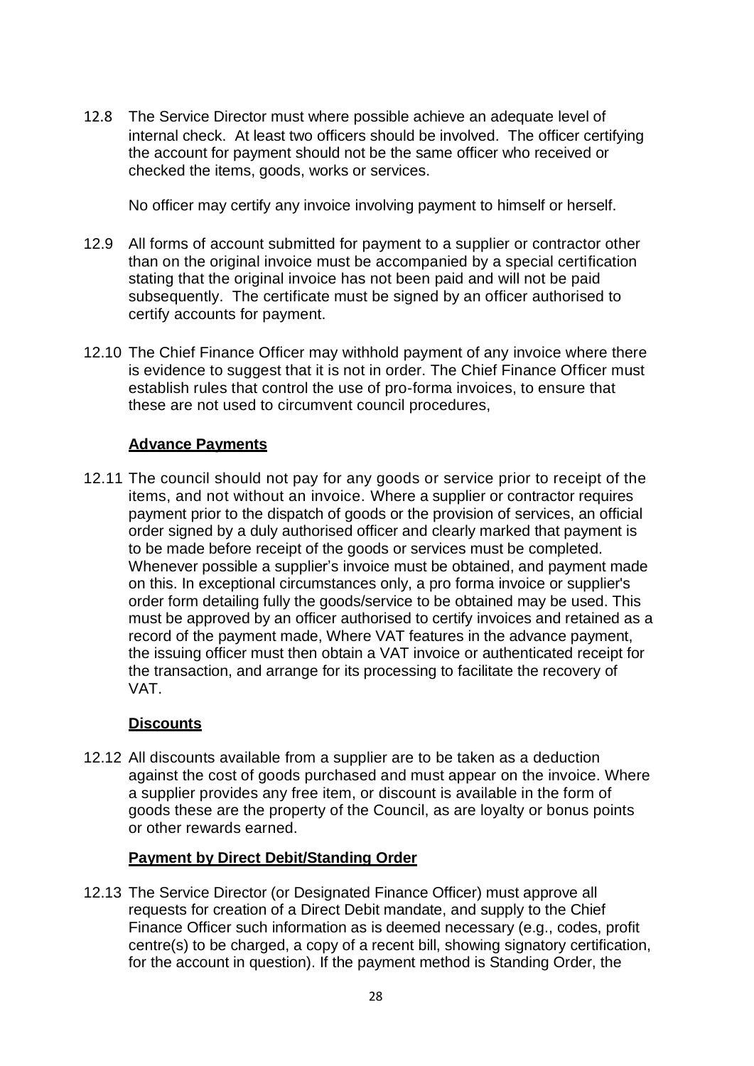12.8 The Service Director must where possible achieve an adequate level of internal check. At least two officers should be involved. The officer certifying the account for payment should not be the same officer who received or checked the items, goods, works or services.

No officer may certify any invoice involving payment to himself or herself.

12.9 All forms of account submitted for payment to a supplier or contractor other than on the original invoice must be accompanied by a special certification stating that the original invoice has not been paid and will not be paid subsequently. The certificate must be signed by an officer authorised to certify accounts for payment.

12.10 The Chief Finance Officer may withhold payment of any invoice where there is evidence to suggest that it is not in order. The Chief Finance Officer must establish rules that control the use of pro-forma invoices, to ensure that these are not used to circumvent council procedures,

**Advance Payments**

12.11 The council should not pay for any goods or service prior to receipt of the items, and not without an invoice. Where a supplier or contractor requires payment prior to the dispatch of goods or the provision of services, an official order signed by a duly authorised officer and clearly marked that payment is to be made before receipt of the goods or services must be completed. Whenever possible a supplier's invoice must be obtained, and payment made on this. In exceptional circumstances only, a pro forma invoice or supplier's order form detailing fully the goods/service to be obtained may be used. This must be approved by an officer authorised to certify invoices and retained as a record of the payment made, Where VAT features in the advance payment, the issuing officer must then obtain a VAT invoice or authenticated receipt for the transaction, and arrange for its processing to facilitate the recovery of VAT.

**Discounts**

12.12 All discounts available from a supplier are to be taken as a deduction against the cost of goods purchased and must appear on the invoice. Where a supplier provides any free item, or discount is available in the form of goods these are the property of the Council, as are loyalty or bonus points or other rewards earned.

**Payment by Direct Debit/Standing Order**

12.13 The Service Director (or Designated Finance Officer) must approve all requests for creation of a Direct Debit mandate, and supply to the Chief Finance Officer such information as is deemed necessary (e.g., codes, profit centre(s) to be charged, a copy of a recent bill, showing signatory certification, for the account in question). If the payment method is Standing Order, the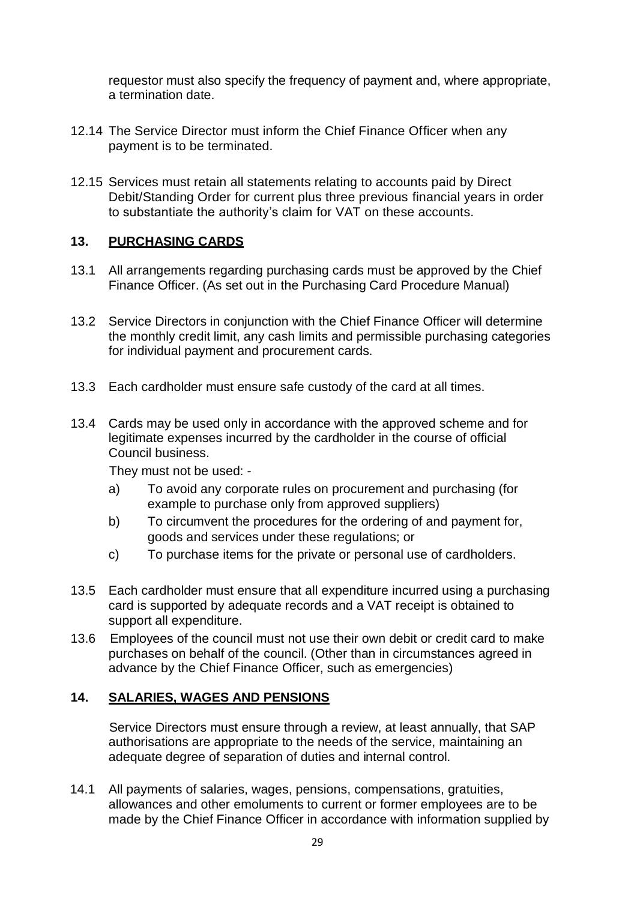requestor must also specify the frequency of payment and, where appropriate, a termination date.

12.14 The Service Director must inform the Chief Finance Officer when any payment is to be terminated.

12.15 Services must retain all statements relating to accounts paid by Direct Debit/Standing Order for current plus three previous financial years in order to substantiate the authority's claim for VAT on these accounts.

## 13. <u>PURCHASING CARDS</u>

13.1 All arrangements regarding purchasing cards must be approved by the Chief Finance Officer. (As set out in the Purchasing Card Procedure Manual)

13.2 Service Directors in conjunction with the Chief Finance Officer will determine the monthly credit limit, any cash limits and permissible purchasing categories for individual payment and procurement cards.

13.3 Each cardholder must ensure safe custody of the card at all times.

13.4 Cards may be used only in accordance with the approved scheme and for legitimate expenses incurred by the cardholder in the course of official Council business.

They must not be used: -

a) To avoid any corporate rules on procurement and purchasing (for example to purchase only from approved suppliers)

b) To circumvent the procedures for the ordering of and payment for, goods and services under these regulations; or

c) To purchase items for the private or personal use of cardholders.

13.5 Each cardholder must ensure that all expenditure incurred using a purchasing card is supported by adequate records and a VAT receipt is obtained to support all expenditure.

13.6 Employees of the council must not use their own debit or credit card to make purchases on behalf of the council. (Other than in circumstances agreed in advance by the Chief Finance Officer, such as emergencies)

## 14. <u>SALARIES, WAGES AND PENSIONS</u>

Service Directors must ensure through a review, at least annually, that SAP authorisations are appropriate to the needs of the service, maintaining an adequate degree of separation of duties and internal control.

14.1 All payments of salaries, wages, pensions, compensations, gratuities, allowances and other emoluments to current or former employees are to be made by the Chief Finance Officer in accordance with information supplied by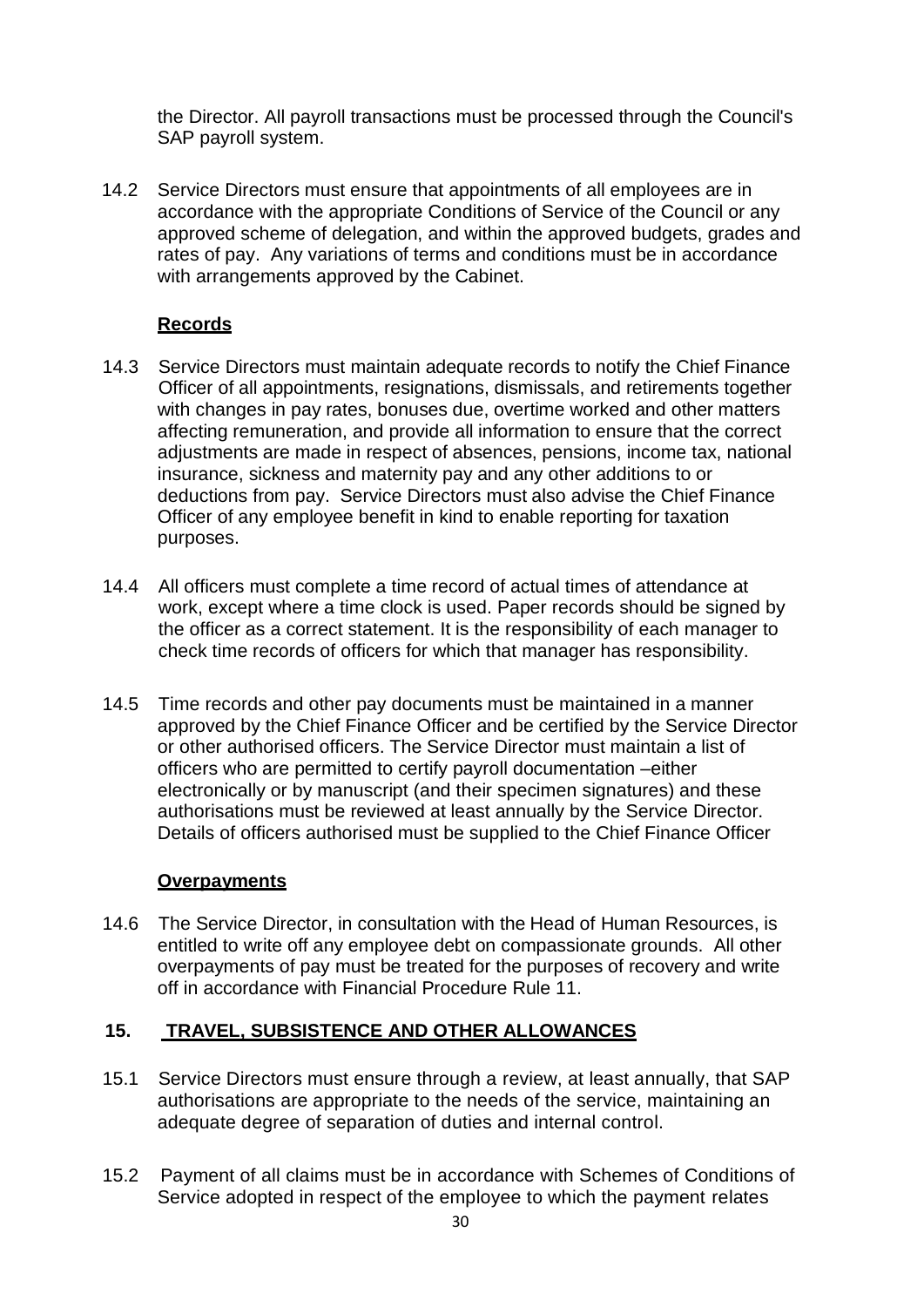the Director. All payroll transactions must be processed through the Council's SAP payroll system.

14.2 Service Directors must ensure that appointments of all employees are in accordance with the appropriate Conditions of Service of the Council or any approved scheme of delegation, and within the approved budgets, grades and rates of pay. Any variations of terms and conditions must be in accordance with arrangements approved by the Cabinet.

**Records**

14.3 Service Directors must maintain adequate records to notify the Chief Finance Officer of all appointments, resignations, dismissals, and retirements together with changes in pay rates, bonuses due, overtime worked and other matters affecting remuneration, and provide all information to ensure that the correct adjustments are made in respect of absences, pensions, income tax, national insurance, sickness and maternity pay and any other additions to or deductions from pay. Service Directors must also advise the Chief Finance Officer of any employee benefit in kind to enable reporting for taxation purposes.

14.4 All officers must complete a time record of actual times of attendance at work, except where a time clock is used. Paper records should be signed by the officer as a correct statement. It is the responsibility of each manager to check time records of officers for which that manager has responsibility.

14.5 Time records and other pay documents must be maintained in a manner approved by the Chief Finance Officer and be certified by the Service Director or other authorised officers. The Service Director must maintain a list of officers who are permitted to certify payroll documentation –either electronically or by manuscript (and their specimen signatures) and these authorisations must be reviewed at least annually by the Service Director. Details of officers authorised must be supplied to the Chief Finance Officer

**Overpayments**

14.6 The Service Director, in consultation with the Head of Human Resources, is entitled to write off any employee debt on compassionate grounds. All other overpayments of pay must be treated for the purposes of recovery and write off in accordance with Financial Procedure Rule 11.

## 15. TRAVEL, SUBSISTENCE AND OTHER ALLOWANCES

15.1 Service Directors must ensure through a review, at least annually, that SAP authorisations are appropriate to the needs of the service, maintaining an adequate degree of separation of duties and internal control.

15.2 Payment of all claims must be in accordance with Schemes of Conditions of Service adopted in respect of the employee to which the payment relates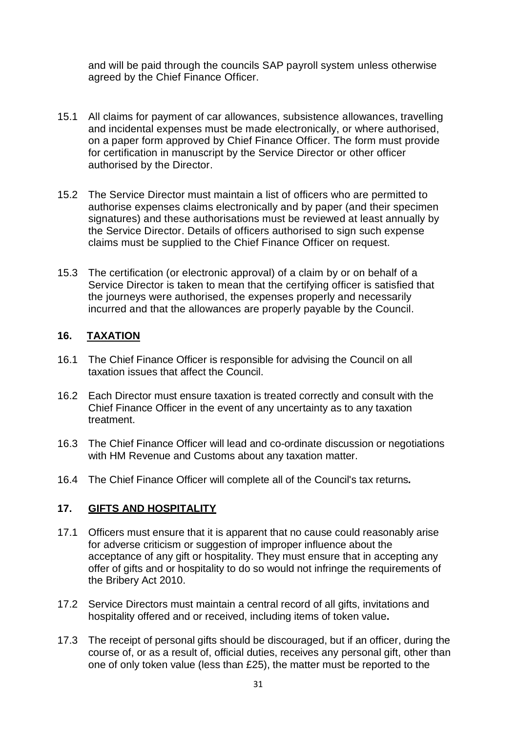and will be paid through the councils SAP payroll system unless otherwise agreed by the Chief Finance Officer.

15.1 All claims for payment of car allowances, subsistence allowances, travelling and incidental expenses must be made electronically, or where authorised, on a paper form approved by Chief Finance Officer. The form must provide for certification in manuscript by the Service Director or other officer authorised by the Director.

15.2 The Service Director must maintain a list of officers who are permitted to authorise expenses claims electronically and by paper (and their specimen signatures) and these authorisations must be reviewed at least annually by the Service Director. Details of officers authorised to sign such expense claims must be supplied to the Chief Finance Officer on request.

15.3 The certification (or electronic approval) of a claim by or on behalf of a Service Director is taken to mean that the certifying officer is satisfied that the journeys were authorised, the expenses properly and necessarily incurred and that the allowances are properly payable by the Council.

## 16. TAXATION

16.1 The Chief Finance Officer is responsible for advising the Council on all taxation issues that affect the Council.

16.2 Each Director must ensure taxation is treated correctly and consult with the Chief Finance Officer in the event of any uncertainty as to any taxation treatment.

16.3 The Chief Finance Officer will lead and co-ordinate discussion or negotiations with HM Revenue and Customs about any taxation matter.

16.4 The Chief Finance Officer will complete all of the Council's tax returns*.*

## 17. GIFTS AND HOSPITALITY

17.1 Officers must ensure that it is apparent that no cause could reasonably arise for adverse criticism or suggestion of improper influence about the acceptance of any gift or hospitality. They must ensure that in accepting any offer of gifts and or hospitality to do so would not infringe the requirements of the Bribery Act 2010.

17.2 Service Directors must maintain a central record of all gifts, invitations and hospitality offered and or received, including items of token value**.**

17.3 The receipt of personal gifts should be discouraged, but if an officer, during the course of, or as a result of, official duties, receives any personal gift, other than one of only token value (less than £25), the matter must be reported to the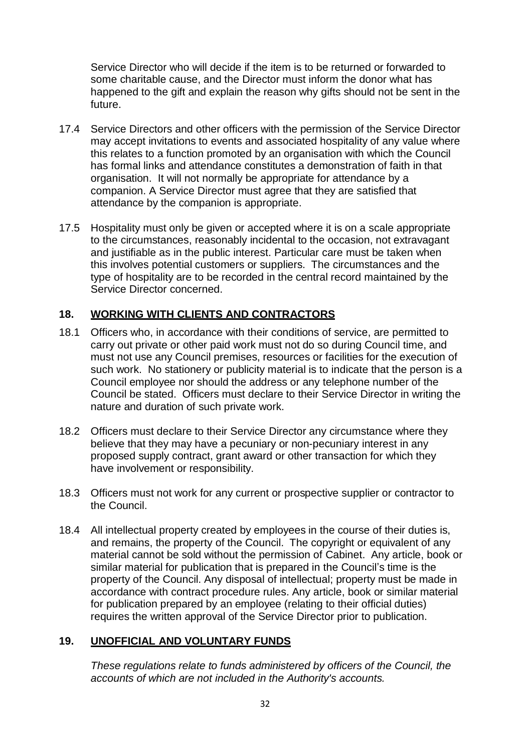Service Director who will decide if the item is to be returned or forwarded to some charitable cause, and the Director must inform the donor what has happened to the gift and explain the reason why gifts should not be sent in the future.

17.4 Service Directors and other officers with the permission of the Service Director may accept invitations to events and associated hospitality of any value where this relates to a function promoted by an organisation with which the Council has formal links and attendance constitutes a demonstration of faith in that organisation. It will not normally be appropriate for attendance by a companion. A Service Director must agree that they are satisfied that attendance by the companion is appropriate.

17.5 Hospitality must only be given or accepted where it is on a scale appropriate to the circumstances, reasonably incidental to the occasion, not extravagant and justifiable as in the public interest. Particular care must be taken when this involves potential customers or suppliers. The circumstances and the type of hospitality are to be recorded in the central record maintained by the Service Director concerned.

## 18. WORKING WITH CLIENTS AND CONTRACTORS

18.1 Officers who, in accordance with their conditions of service, are permitted to carry out private or other paid work must not do so during Council time, and must not use any Council premises, resources or facilities for the execution of such work. No stationery or publicity material is to indicate that the person is a Council employee nor should the address or any telephone number of the Council be stated. Officers must declare to their Service Director in writing the nature and duration of such private work.

18.2 Officers must declare to their Service Director any circumstance where they believe that they may have a pecuniary or non-pecuniary interest in any proposed supply contract, grant award or other transaction for which they have involvement or responsibility.

18.3 Officers must not work for any current or prospective supplier or contractor to the Council.

18.4 All intellectual property created by employees in the course of their duties is, and remains, the property of the Council. The copyright or equivalent of any material cannot be sold without the permission of Cabinet. Any article, book or similar material for publication that is prepared in the Council's time is the property of the Council. Any disposal of intellectual; property must be made in accordance with contract procedure rules. Any article, book or similar material for publication prepared by an employee (relating to their official duties) requires the written approval of the Service Director prior to publication.

## 19. UNOFFICIAL AND VOLUNTARY FUNDS

*These regulations relate to funds administered by officers of the Council, the accounts of which are not included in the Authority's accounts.*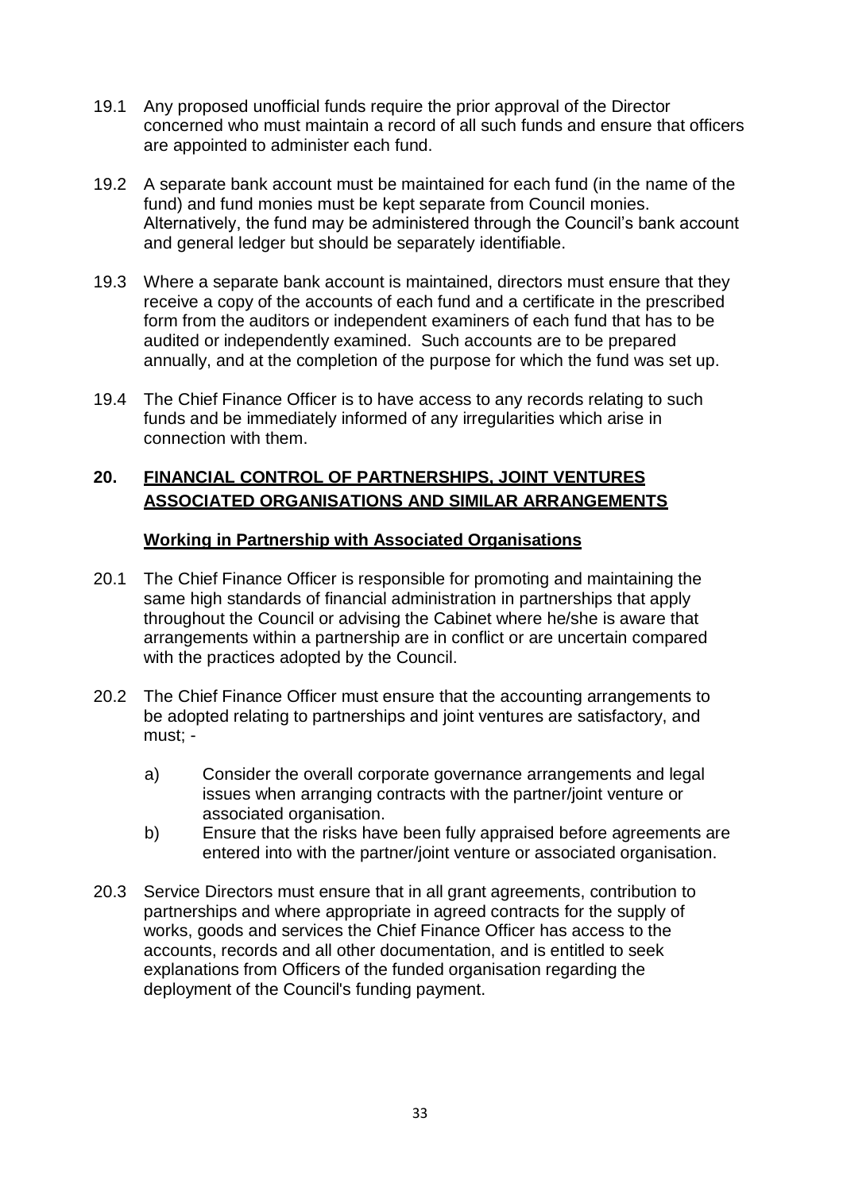19.1 Any proposed unofficial funds require the prior approval of the Director concerned who must maintain a record of all such funds and ensure that officers are appointed to administer each fund.

19.2 A separate bank account must be maintained for each fund (in the name of the fund) and fund monies must be kept separate from Council monies. Alternatively, the fund may be administered through the Council's bank account and general ledger but should be separately identifiable.

19.3 Where a separate bank account is maintained, directors must ensure that they receive a copy of the accounts of each fund and a certificate in the prescribed form from the auditors or independent examiners of each fund that has to be audited or independently examined. Such accounts are to be prepared annually, and at the completion of the purpose for which the fund was set up.

19.4 The Chief Finance Officer is to have access to any records relating to such funds and be immediately informed of any irregularities which arise in connection with them.

## 20. FINANCIAL CONTROL OF PARTNERSHIPS, JOINT VENTURES ASSOCIATED ORGANISATIONS AND SIMILAR ARRANGEMENTS

### Working in Partnership with Associated Organisations

20.1 The Chief Finance Officer is responsible for promoting and maintaining the same high standards of financial administration in partnerships that apply throughout the Council or advising the Cabinet where he/she is aware that arrangements within a partnership are in conflict or are uncertain compared with the practices adopted by the Council.

20.2 The Chief Finance Officer must ensure that the accounting arrangements to be adopted relating to partnerships and joint ventures are satisfactory, and must; -

- a) Consider the overall corporate governance arrangements and legal issues when arranging contracts with the partner/joint venture or associated organisation.
- b) Ensure that the risks have been fully appraised before agreements are entered into with the partner/joint venture or associated organisation.

20.3 Service Directors must ensure that in all grant agreements, contribution to partnerships and where appropriate in agreed contracts for the supply of works, goods and services the Chief Finance Officer has access to the accounts, records and all other documentation, and is entitled to seek explanations from Officers of the funded organisation regarding the deployment of the Council's funding payment.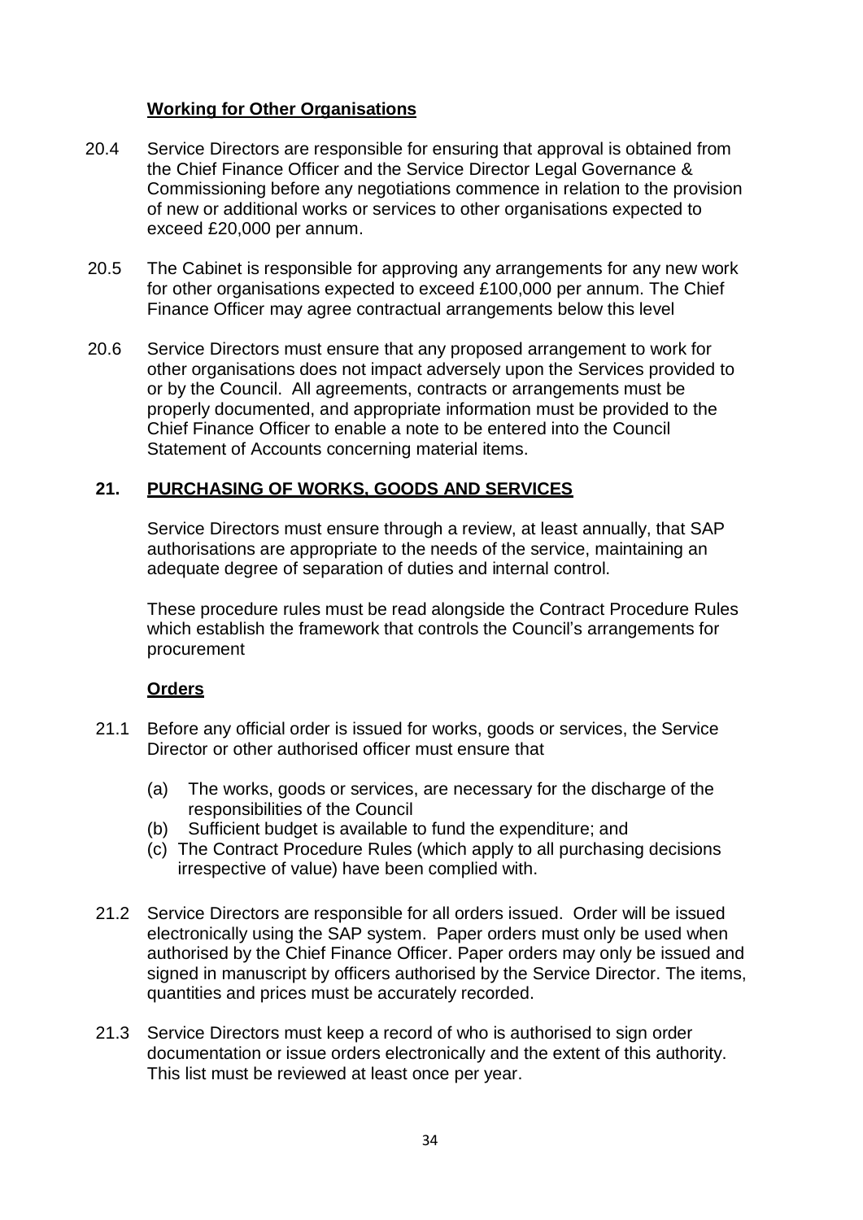**Working for Other Organisations**

20.4 Service Directors are responsible for ensuring that approval is obtained from the Chief Finance Officer and the Service Director Legal Governance & Commissioning before any negotiations commence in relation to the provision of new or additional works or services to other organisations expected to exceed £20,000 per annum.

20.5 The Cabinet is responsible for approving any arrangements for any new work for other organisations expected to exceed £100,000 per annum. The Chief Finance Officer may agree contractual arrangements below this level

20.6 Service Directors must ensure that any proposed arrangement to work for other organisations does not impact adversely upon the Services provided to or by the Council. All agreements, contracts or arrangements must be properly documented, and appropriate information must be provided to the Chief Finance Officer to enable a note to be entered into the Council Statement of Accounts concerning material items.

## 21. PURCHASING OF WORKS, GOODS AND SERVICES

Service Directors must ensure through a review, at least annually, that SAP authorisations are appropriate to the needs of the service, maintaining an adequate degree of separation of duties and internal control.

These procedure rules must be read alongside the Contract Procedure Rules which establish the framework that controls the Council's arrangements for procurement

**Orders**

21.1 Before any official order is issued for works, goods or services, the Service Director or other authorised officer must ensure that

(a) The works, goods or services, are necessary for the discharge of the responsibilities of the Council
(b) Sufficient budget is available to fund the expenditure; and
(c) The Contract Procedure Rules (which apply to all purchasing decisions irrespective of value) have been complied with.

21.2 Service Directors are responsible for all orders issued. Order will be issued electronically using the SAP system. Paper orders must only be used when authorised by the Chief Finance Officer. Paper orders may only be issued and signed in manuscript by officers authorised by the Service Director. The items, quantities and prices must be accurately recorded.

21.3 Service Directors must keep a record of who is authorised to sign order documentation or issue orders electronically and the extent of this authority. This list must be reviewed at least once per year.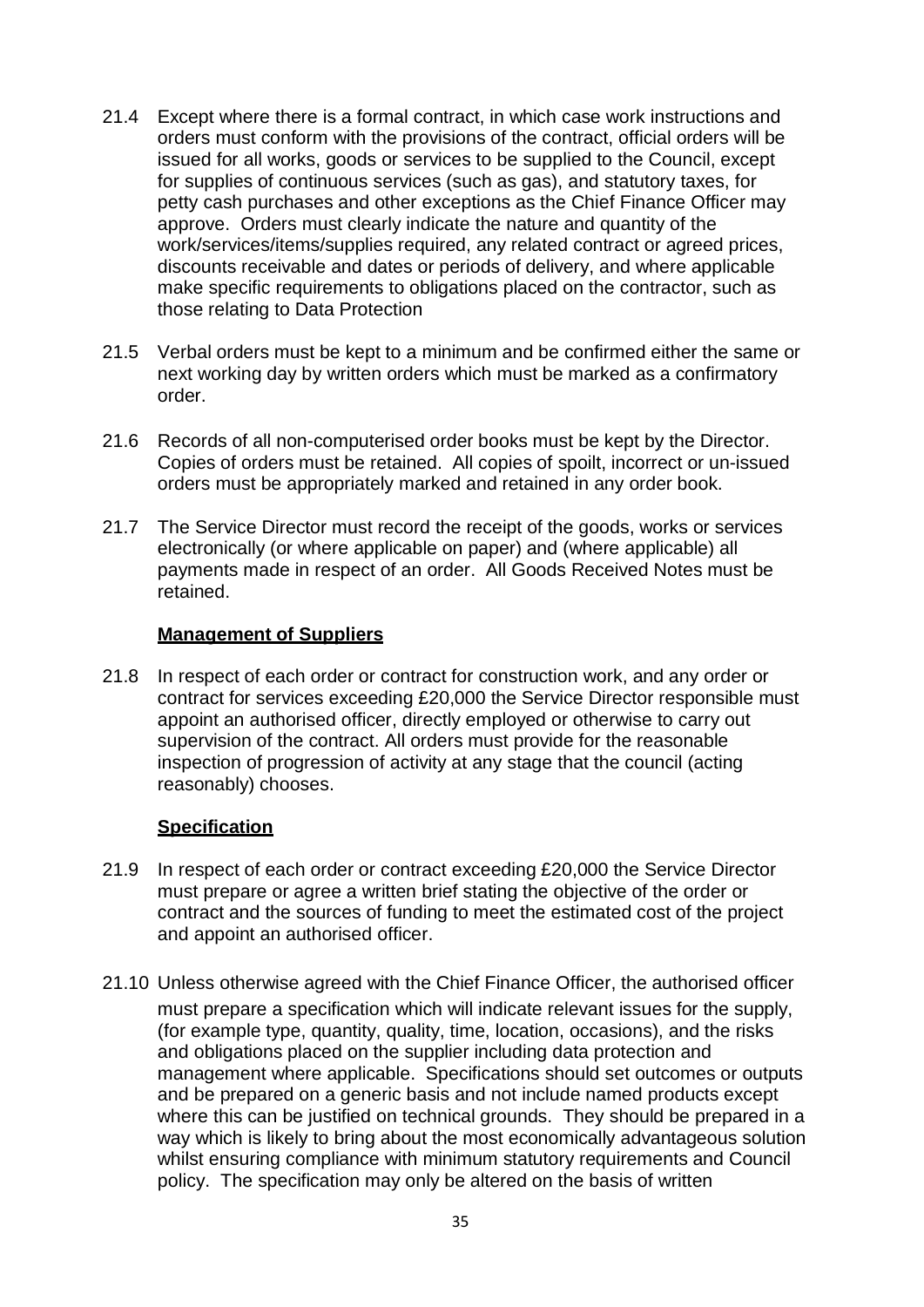21.4 Except where there is a formal contract, in which case work instructions and orders must conform with the provisions of the contract, official orders will be issued for all works, goods or services to be supplied to the Council, except for supplies of continuous services (such as gas), and statutory taxes, for petty cash purchases and other exceptions as the Chief Finance Officer may approve. Orders must clearly indicate the nature and quantity of the work/services/items/supplies required, any related contract or agreed prices, discounts receivable and dates or periods of delivery, and where applicable make specific requirements to obligations placed on the contractor, such as those relating to Data Protection

21.5 Verbal orders must be kept to a minimum and be confirmed either the same or next working day by written orders which must be marked as a confirmatory order.

21.6 Records of all non-computerised order books must be kept by the Director. Copies of orders must be retained. All copies of spoilt, incorrect or un-issued orders must be appropriately marked and retained in any order book.

21.7 The Service Director must record the receipt of the goods, works or services electronically (or where applicable on paper) and (where applicable) all payments made in respect of an order. All Goods Received Notes must be retained.

**Management of Suppliers**

21.8 In respect of each order or contract for construction work, and any order or contract for services exceeding £20,000 the Service Director responsible must appoint an authorised officer, directly employed or otherwise to carry out supervision of the contract. All orders must provide for the reasonable inspection of progression of activity at any stage that the council (acting reasonably) chooses.

**Specification**

21.9 In respect of each order or contract exceeding £20,000 the Service Director must prepare or agree a written brief stating the objective of the order or contract and the sources of funding to meet the estimated cost of the project and appoint an authorised officer.

21.10 Unless otherwise agreed with the Chief Finance Officer, the authorised officer must prepare a specification which will indicate relevant issues for the supply, (for example type, quantity, quality, time, location, occasions), and the risks and obligations placed on the supplier including data protection and management where applicable. Specifications should set outcomes or outputs and be prepared on a generic basis and not include named products except where this can be justified on technical grounds. They should be prepared in a way which is likely to bring about the most economically advantageous solution whilst ensuring compliance with minimum statutory requirements and Council policy. The specification may only be altered on the basis of written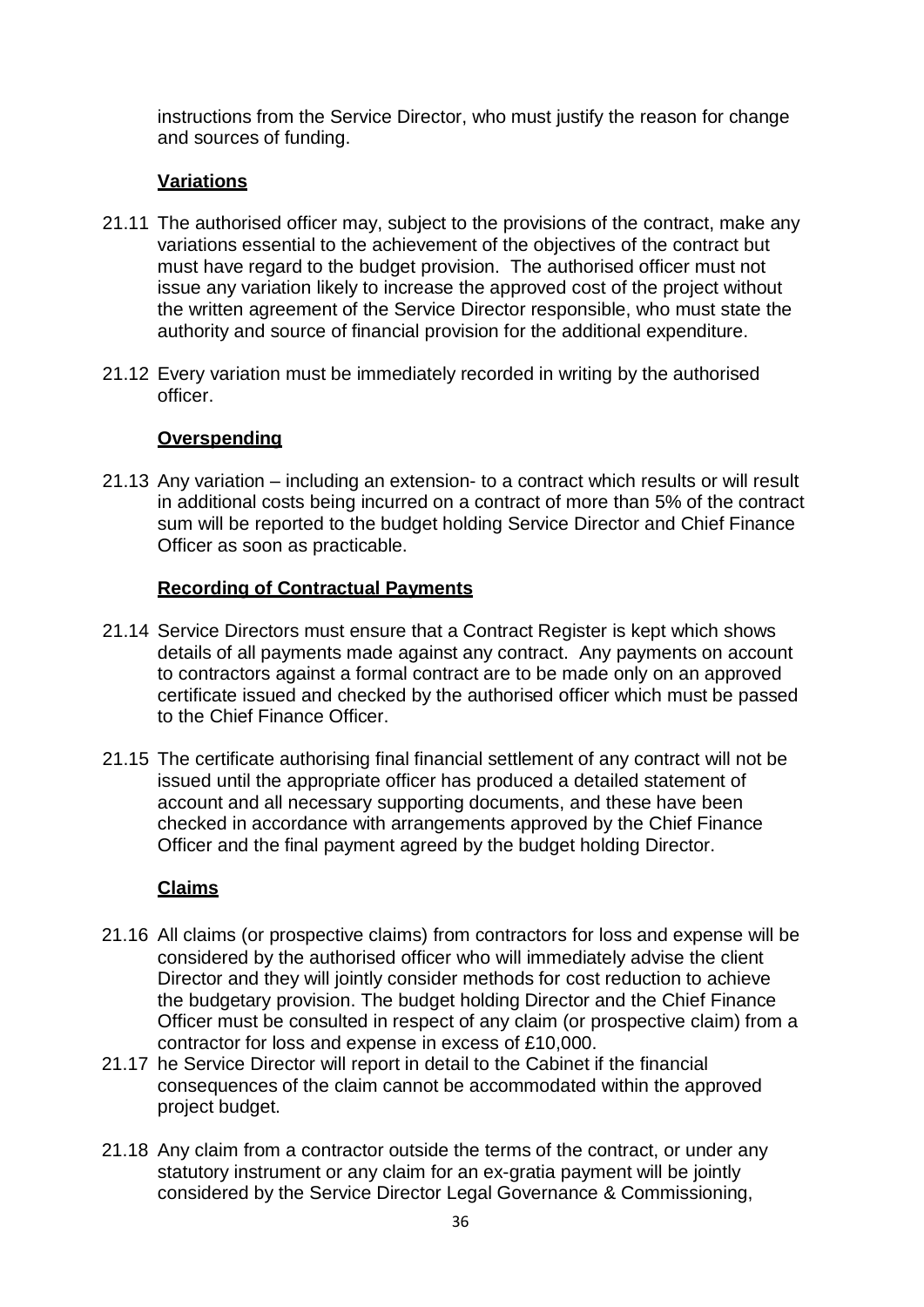instructions from the Service Director, who must justify the reason for change and sources of funding.

**Variations**

21.11 The authorised officer may, subject to the provisions of the contract, make any variations essential to the achievement of the objectives of the contract but must have regard to the budget provision. The authorised officer must not issue any variation likely to increase the approved cost of the project without the written agreement of the Service Director responsible, who must state the authority and source of financial provision for the additional expenditure.

21.12 Every variation must be immediately recorded in writing by the authorised officer.

**Overspending**

21.13 Any variation – including an extension- to a contract which results or will result in additional costs being incurred on a contract of more than 5% of the contract sum will be reported to the budget holding Service Director and Chief Finance Officer as soon as practicable.

**Recording of Contractual Payments**

21.14 Service Directors must ensure that a Contract Register is kept which shows details of all payments made against any contract. Any payments on account to contractors against a formal contract are to be made only on an approved certificate issued and checked by the authorised officer which must be passed to the Chief Finance Officer.

21.15 The certificate authorising final financial settlement of any contract will not be issued until the appropriate officer has produced a detailed statement of account and all necessary supporting documents, and these have been checked in accordance with arrangements approved by the Chief Finance Officer and the final payment agreed by the budget holding Director.

**Claims**

21.16 All claims (or prospective claims) from contractors for loss and expense will be considered by the authorised officer who will immediately advise the client Director and they will jointly consider methods for cost reduction to achieve the budgetary provision. The budget holding Director and the Chief Finance Officer must be consulted in respect of any claim (or prospective claim) from a contractor for loss and expense in excess of £10,000.

21.17 he Service Director will report in detail to the Cabinet if the financial consequences of the claim cannot be accommodated within the approved project budget.

21.18 Any claim from a contractor outside the terms of the contract, or under any statutory instrument or any claim for an ex-gratia payment will be jointly considered by the Service Director Legal Governance & Commissioning,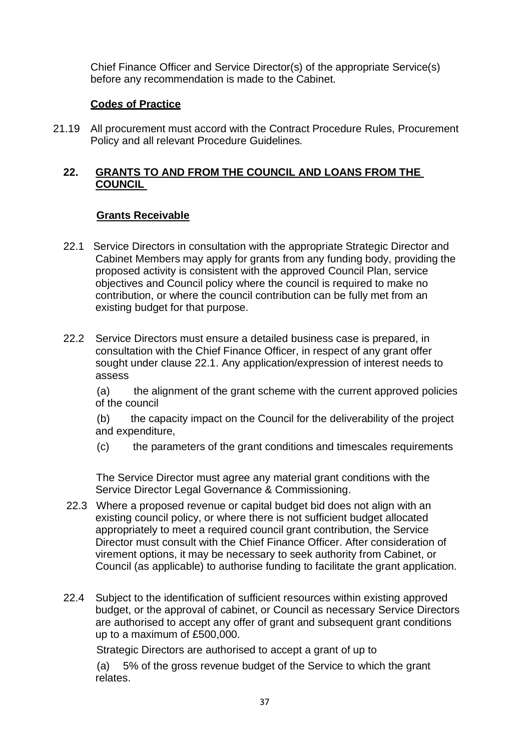Chief Finance Officer and Service Director(s) of the appropriate Service(s) before any recommendation is made to the Cabinet.

**Codes of Practice**

21.19 All procurement must accord with the Contract Procedure Rules, Procurement Policy and all relevant Procedure Guidelines.

## 22. GRANTS TO AND FROM THE COUNCIL AND LOANS FROM THE COUNCIL

**Grants Receivable**

22.1 Service Directors in consultation with the appropriate Strategic Director and Cabinet Members may apply for grants from any funding body, providing the proposed activity is consistent with the approved Council Plan, service objectives and Council policy where the council is required to make no contribution, or where the council contribution can be fully met from an existing budget for that purpose.

22.2 Service Directors must ensure a detailed business case is prepared, in consultation with the Chief Finance Officer, in respect of any grant offer sought under clause 22.1. Any application/expression of interest needs to assess

(a) the alignment of the grant scheme with the current approved policies of the council

(b) the capacity impact on the Council for the deliverability of the project and expenditure,

(c) the parameters of the grant conditions and timescales requirements

The Service Director must agree any material grant conditions with the Service Director Legal Governance & Commissioning.

22.3 Where a proposed revenue or capital budget bid does not align with an existing council policy, or where there is not sufficient budget allocated appropriately to meet a required council grant contribution, the Service Director must consult with the Chief Finance Officer. After consideration of virement options, it may be necessary to seek authority from Cabinet, or Council (as applicable) to authorise funding to facilitate the grant application.

22.4 Subject to the identification of sufficient resources within existing approved budget, or the approval of cabinet, or Council as necessary Service Directors are authorised to accept any offer of grant and subsequent grant conditions up to a maximum of £500,000.

Strategic Directors are authorised to accept a grant of up to

(a) 5% of the gross revenue budget of the Service to which the grant relates.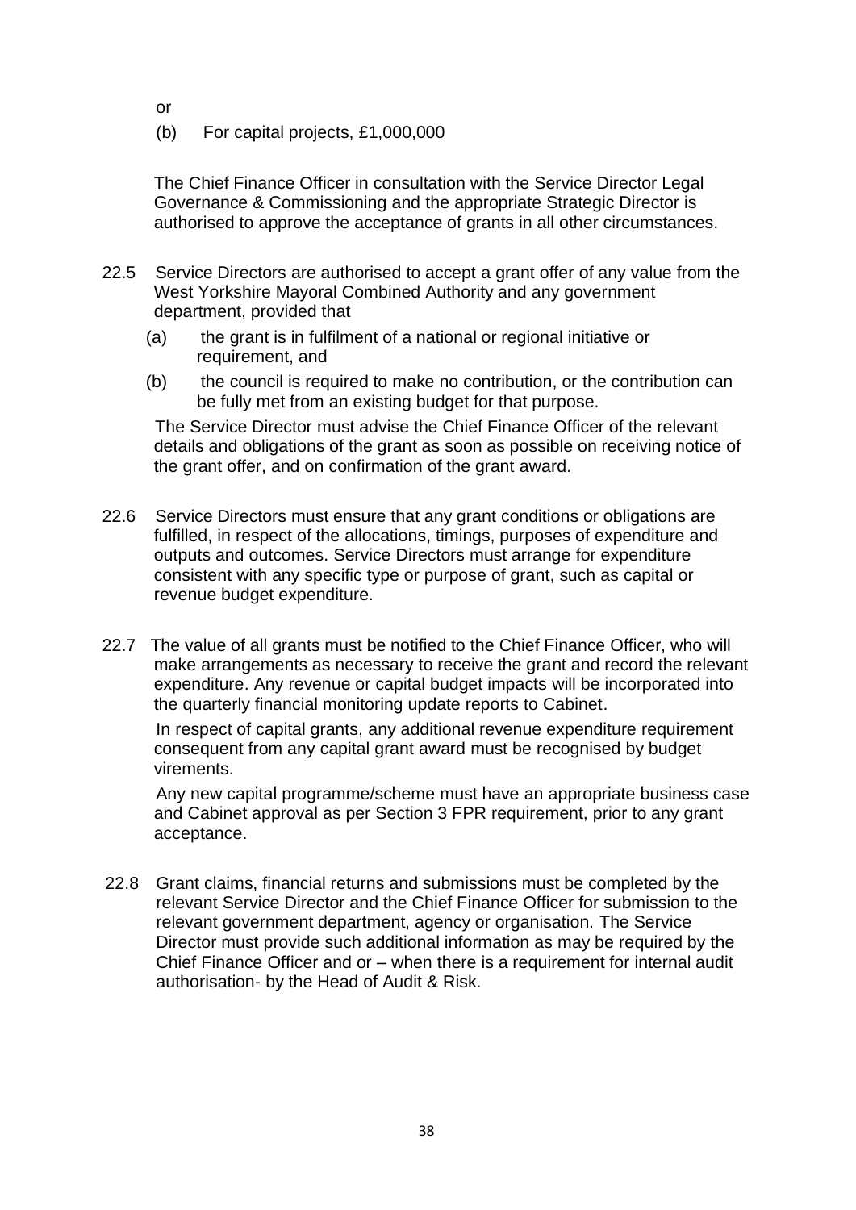or

(b) For capital projects, £1,000,000

The Chief Finance Officer in consultation with the Service Director Legal Governance & Commissioning and the appropriate Strategic Director is authorised to approve the acceptance of grants in all other circumstances.

22.5 Service Directors are authorised to accept a grant offer of any value from the West Yorkshire Mayoral Combined Authority and any government department, provided that

(a) the grant is in fulfilment of a national or regional initiative or requirement, and

(b) the council is required to make no contribution, or the contribution can be fully met from an existing budget for that purpose.

The Service Director must advise the Chief Finance Officer of the relevant details and obligations of the grant as soon as possible on receiving notice of the grant offer, and on confirmation of the grant award.

22.6 Service Directors must ensure that any grant conditions or obligations are fulfilled, in respect of the allocations, timings, purposes of expenditure and outputs and outcomes. Service Directors must arrange for expenditure consistent with any specific type or purpose of grant, such as capital or revenue budget expenditure.

22.7 The value of all grants must be notified to the Chief Finance Officer, who will make arrangements as necessary to receive the grant and record the relevant expenditure. Any revenue or capital budget impacts will be incorporated into the quarterly financial monitoring update reports to Cabinet.

In respect of capital grants, any additional revenue expenditure requirement consequent from any capital grant award must be recognised by budget virements.

Any new capital programme/scheme must have an appropriate business case and Cabinet approval as per Section 3 FPR requirement, prior to any grant acceptance.

22.8 Grant claims, financial returns and submissions must be completed by the relevant Service Director and the Chief Finance Officer for submission to the relevant government department, agency or organisation. The Service Director must provide such additional information as may be required by the Chief Finance Officer and or – when there is a requirement for internal audit authorisation- by the Head of Audit & Risk.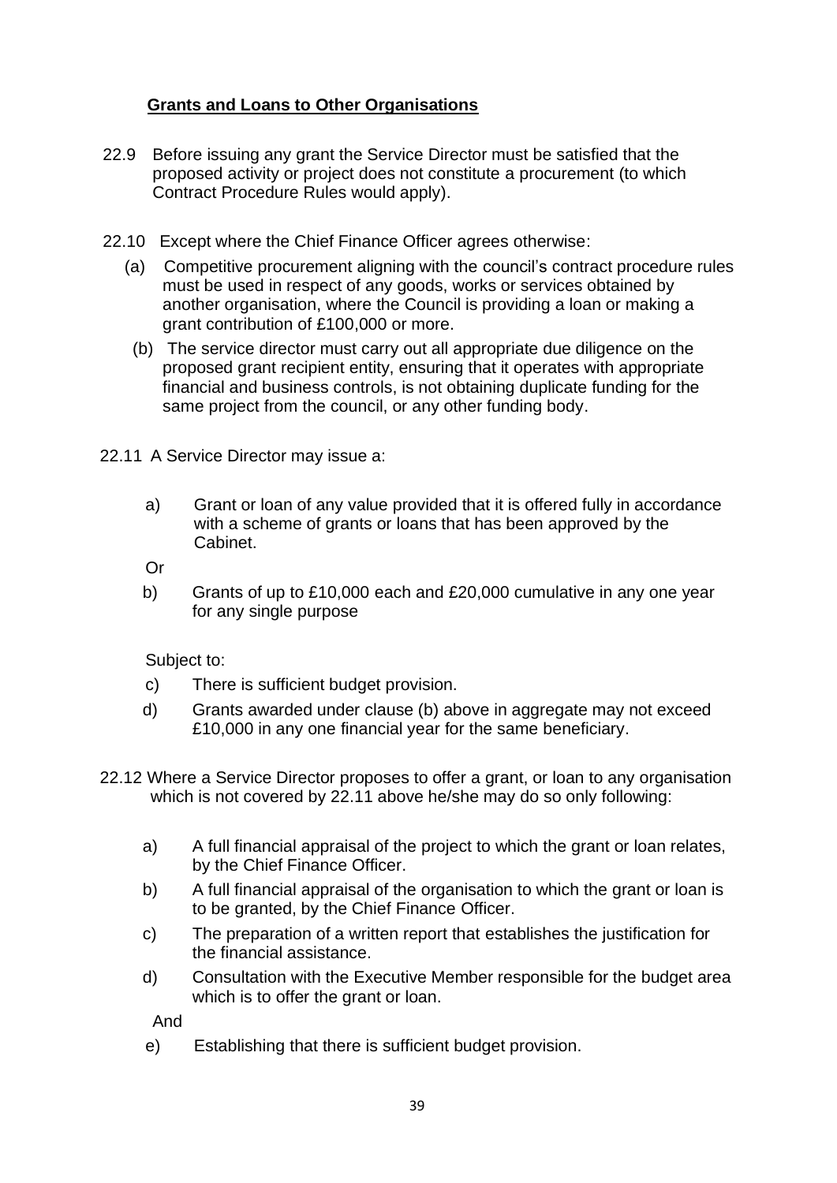**Grants and Loans to Other Organisations**

22.9 Before issuing any grant the Service Director must be satisfied that the proposed activity or project does not constitute a procurement (to which Contract Procedure Rules would apply).

22.10 Except where the Chief Finance Officer agrees otherwise:

(a) Competitive procurement aligning with the council's contract procedure rules must be used in respect of any goods, works or services obtained by another organisation, where the Council is providing a loan or making a grant contribution of £100,000 or more.

(b) The service director must carry out all appropriate due diligence on the proposed grant recipient entity, ensuring that it operates with appropriate financial and business controls, is not obtaining duplicate funding for the same project from the council, or any other funding body.

22.11 A Service Director may issue a:

a) Grant or loan of any value provided that it is offered fully in accordance with a scheme of grants or loans that has been approved by the Cabinet.

Or

b) Grants of up to £10,000 each and £20,000 cumulative in any one year for any single purpose

Subject to:

c) There is sufficient budget provision.

d) Grants awarded under clause (b) above in aggregate may not exceed £10,000 in any one financial year for the same beneficiary.

22.12 Where a Service Director proposes to offer a grant, or loan to any organisation which is not covered by 22.11 above he/she may do so only following:

a) A full financial appraisal of the project to which the grant or loan relates, by the Chief Finance Officer.

b) A full financial appraisal of the organisation to which the grant or loan is to be granted, by the Chief Finance Officer.

c) The preparation of a written report that establishes the justification for the financial assistance.

d) Consultation with the Executive Member responsible for the budget area which is to offer the grant or loan.

And

e) Establishing that there is sufficient budget provision.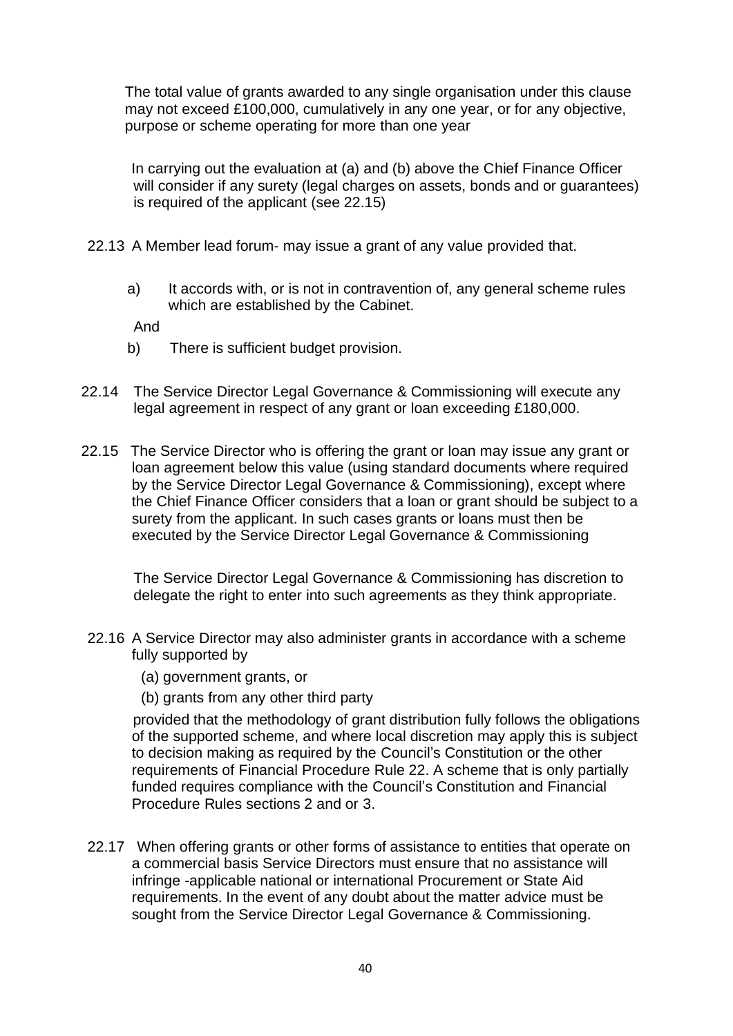The total value of grants awarded to any single organisation under this clause may not exceed £100,000, cumulatively in any one year, or for any objective, purpose or scheme operating for more than one year

In carrying out the evaluation at (a) and (b) above the Chief Finance Officer will consider if any surety (legal charges on assets, bonds and or guarantees) is required of the applicant (see 22.15)

22.13 A Member lead forum- may issue a grant of any value provided that.

a) It accords with, or is not in contravention of, any general scheme rules which are established by the Cabinet.

And

b) There is sufficient budget provision.

22.14 The Service Director Legal Governance & Commissioning will execute any legal agreement in respect of any grant or loan exceeding £180,000.

22.15 The Service Director who is offering the grant or loan may issue any grant or loan agreement below this value (using standard documents where required by the Service Director Legal Governance & Commissioning), except where the Chief Finance Officer considers that a loan or grant should be subject to a surety from the applicant. In such cases grants or loans must then be executed by the Service Director Legal Governance & Commissioning

The Service Director Legal Governance & Commissioning has discretion to delegate the right to enter into such agreements as they think appropriate.

22.16 A Service Director may also administer grants in accordance with a scheme fully supported by

(a) government grants, or

(b) grants from any other third party

provided that the methodology of grant distribution fully follows the obligations of the supported scheme, and where local discretion may apply this is subject to decision making as required by the Council's Constitution or the other requirements of Financial Procedure Rule 22. A scheme that is only partially funded requires compliance with the Council's Constitution and Financial Procedure Rules sections 2 and or 3.

22.17 When offering grants or other forms of assistance to entities that operate on a commercial basis Service Directors must ensure that no assistance will infringe -applicable national or international Procurement or State Aid requirements. In the event of any doubt about the matter advice must be sought from the Service Director Legal Governance & Commissioning.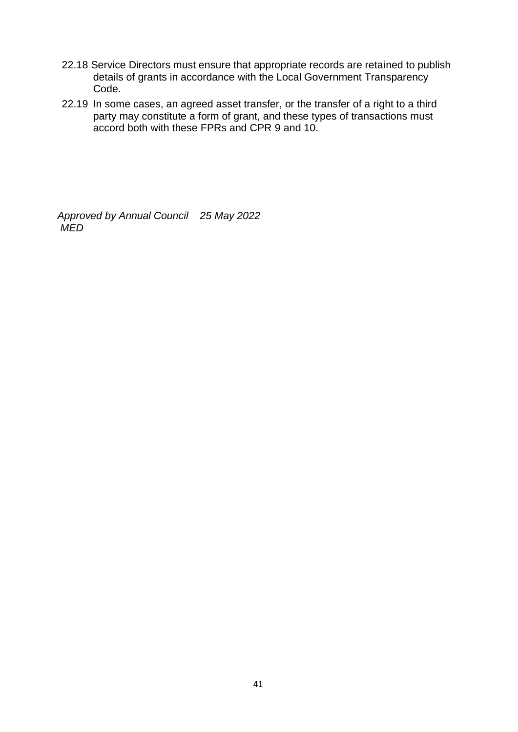22.18 Service Directors must ensure that appropriate records are retained to publish details of grants in accordance with the Local Government Transparency Code.

22.19 In some cases, an agreed asset transfer, or the transfer of a right to a third party may constitute a form of grant, and these types of transactions must accord both with these FPRs and CPR 9 and 10.

*Approved by Annual Council 25 May 2022*
*MED*